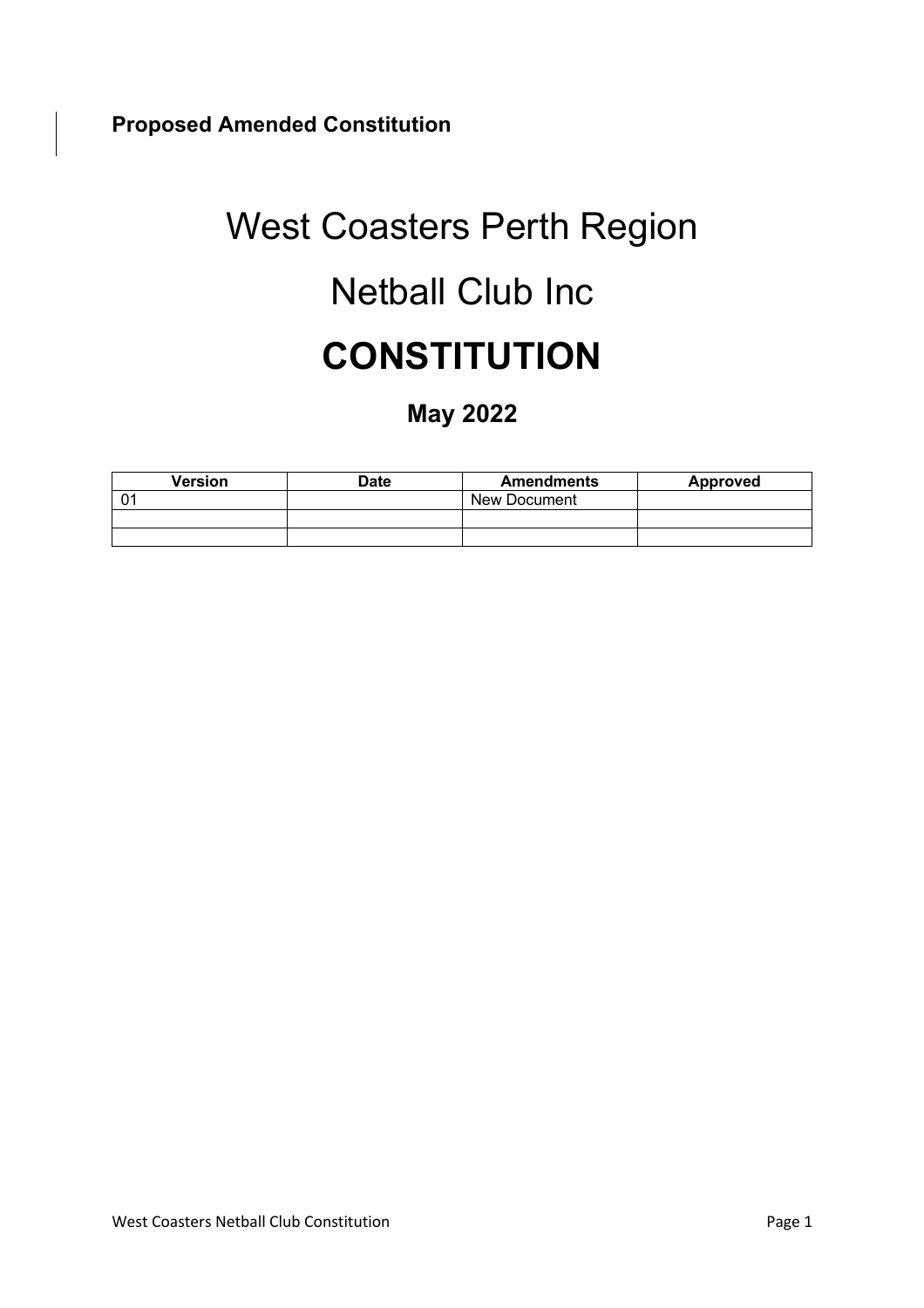**Proposed Amended Constitution**

# West Coasters Perth Region

# Netball Club Inc

# CONSTITUTION

## May 2022

| Version | Date | Amendments | Approved |
|---|---|---|---|
| 01 | | New Document | |
| | | | |
| | | | |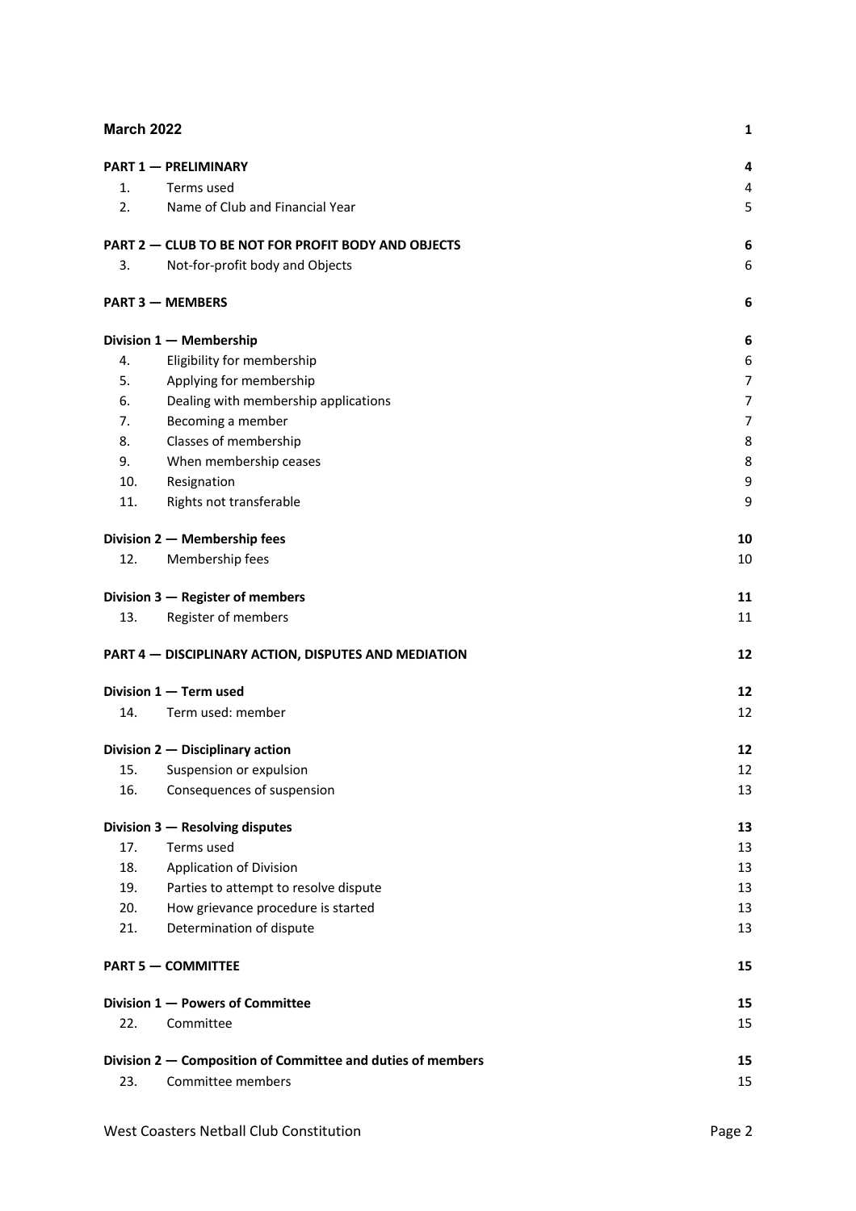| | | |
|---|---|---|
| **March 2022** | | **1** |
| **PART 1 — PRELIMINARY** | | **4** |
| 1. | Terms used | 4 |
| 2. | Name of Club and Financial Year | 5 |
| **PART 2 — CLUB TO BE NOT FOR PROFIT BODY AND OBJECTS** | | **6** |
| 3. | Not-for-profit body and Objects | 6 |
| **PART 3 — MEMBERS** | | **6** |
| **Division 1 — Membership** | | **6** |
| 4. | Eligibility for membership | 6 |
| 5. | Applying for membership | 7 |
| 6. | Dealing with membership applications | 7 |
| 7. | Becoming a member | 7 |
| 8. | Classes of membership | 8 |
| 9. | When membership ceases | 8 |
| 10. | Resignation | 9 |
| 11. | Rights not transferable | 9 |
| **Division 2 — Membership fees** | | **10** |
| 12. | Membership fees | 10 |
| **Division 3 — Register of members** | | **11** |
| 13. | Register of members | 11 |
| **PART 4 — DISCIPLINARY ACTION, DISPUTES AND MEDIATION** | | **12** |
| **Division 1 — Term used** | | **12** |
| 14. | Term used: member | 12 |
| **Division 2 — Disciplinary action** | | **12** |
| 15. | Suspension or expulsion | 12 |
| 16. | Consequences of suspension | 13 |
| **Division 3 — Resolving disputes** | | **13** |
| 17. | Terms used | 13 |
| 18. | Application of Division | 13 |
| 19. | Parties to attempt to resolve dispute | 13 |
| 20. | How grievance procedure is started | 13 |
| 21. | Determination of dispute | 13 |
| **PART 5 — COMMITTEE** | | **15** |
| **Division 1 — Powers of Committee** | | **15** |
| 22. | Committee | 15 |
| **Division 2 — Composition of Committee and duties of members** | | **15** |
| 23. | Committee members | 15 |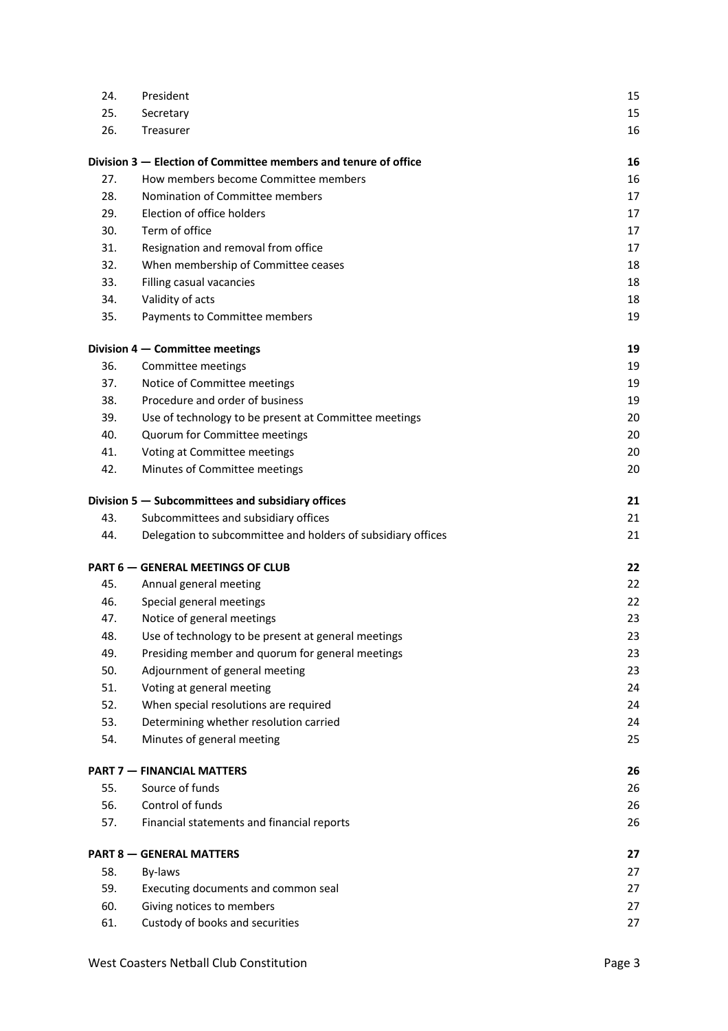| | | |
|---|---|---|
| 24. | President | 15 |
| 25. | Secretary | 15 |
| 26. | Treasurer | 16 |
| **Division 3 — Election of Committee members and tenure of office** | | **16** |
| 27. | How members become Committee members | 16 |
| 28. | Nomination of Committee members | 17 |
| 29. | Election of office holders | 17 |
| 30. | Term of office | 17 |
| 31. | Resignation and removal from office | 17 |
| 32. | When membership of Committee ceases | 18 |
| 33. | Filling casual vacancies | 18 |
| 34. | Validity of acts | 18 |
| 35. | Payments to Committee members | 19 |
| **Division 4 — Committee meetings** | | **19** |
| 36. | Committee meetings | 19 |
| 37. | Notice of Committee meetings | 19 |
| 38. | Procedure and order of business | 19 |
| 39. | Use of technology to be present at Committee meetings | 20 |
| 40. | Quorum for Committee meetings | 20 |
| 41. | Voting at Committee meetings | 20 |
| 42. | Minutes of Committee meetings | 20 |
| **Division 5 — Subcommittees and subsidiary offices** | | **21** |
| 43. | Subcommittees and subsidiary offices | 21 |
| 44. | Delegation to subcommittee and holders of subsidiary offices | 21 |
| **PART 6 — GENERAL MEETINGS OF CLUB** | | **22** |
| 45. | Annual general meeting | 22 |
| 46. | Special general meetings | 22 |
| 47. | Notice of general meetings | 23 |
| 48. | Use of technology to be present at general meetings | 23 |
| 49. | Presiding member and quorum for general meetings | 23 |
| 50. | Adjournment of general meeting | 23 |
| 51. | Voting at general meeting | 24 |
| 52. | When special resolutions are required | 24 |
| 53. | Determining whether resolution carried | 24 |
| 54. | Minutes of general meeting | 25 |
| **PART 7 — FINANCIAL MATTERS** | | **26** |
| 55. | Source of funds | 26 |
| 56. | Control of funds | 26 |
| 57. | Financial statements and financial reports | 26 |
| **PART 8 — GENERAL MATTERS** | | **27** |
| 58. | By-laws | 27 |
| 59. | Executing documents and common seal | 27 |
| 60. | Giving notices to members | 27 |
| 61. | Custody of books and securities | 27 |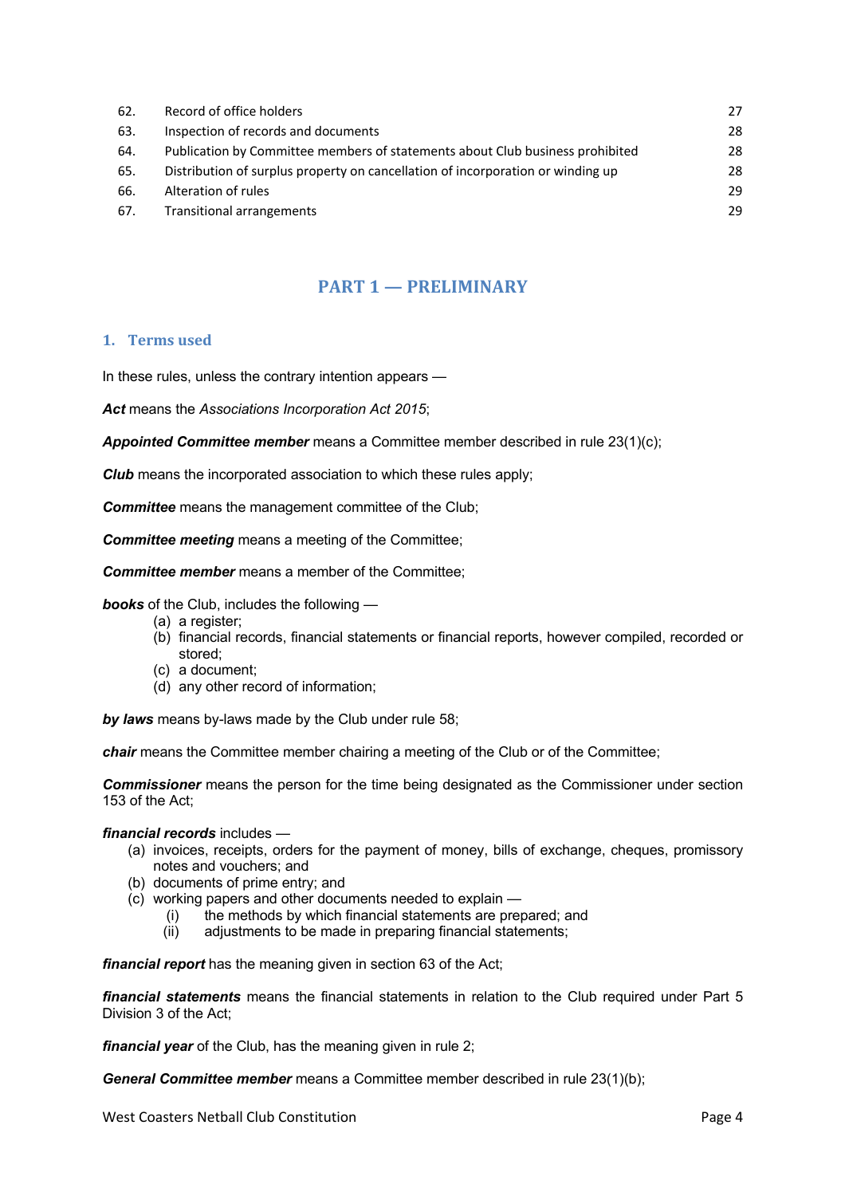| | | |
|---|---|---|
| 62. | Record of office holders | 27 |
| 63. | Inspection of records and documents | 28 |
| 64. | Publication by Committee members of statements about Club business prohibited | 28 |
| 65. | Distribution of surplus property on cancellation of incorporation or winding up | 28 |
| 66. | Alteration of rules | 29 |
| 67. | Transitional arrangements | 29 |

# PART 1 — PRELIMINARY

## 1. Terms used

In these rules, unless the contrary intention appears —

***Act*** means the *Associations Incorporation Act 2015*;

***Appointed Committee member*** means a Committee member described in rule 23(1)(c);

***Club*** means the incorporated association to which these rules apply;

***Committee*** means the management committee of the Club;

***Committee meeting*** means a meeting of the Committee;

***Committee member*** means a member of the Committee;

***books*** of the Club, includes the following —

- (a) a register;
- (b) financial records, financial statements or financial reports, however compiled, recorded or stored;
- (c) a document;
- (d) any other record of information;

***by laws*** means by-laws made by the Club under rule 58;

***chair*** means the Committee member chairing a meeting of the Club or of the Committee;

***Commissioner*** means the person for the time being designated as the Commissioner under section 153 of the Act;

***financial records*** includes —

- (a) invoices, receipts, orders for the payment of money, bills of exchange, cheques, promissory notes and vouchers; and
- (b) documents of prime entry; and
- (c) working papers and other documents needed to explain —
  - (i) the methods by which financial statements are prepared; and
  - (ii) adjustments to be made in preparing financial statements;

***financial report*** has the meaning given in section 63 of the Act;

***financial statements*** means the financial statements in relation to the Club required under Part 5 Division 3 of the Act;

***financial year*** of the Club, has the meaning given in rule 2;

***General Committee member*** means a Committee member described in rule 23(1)(b);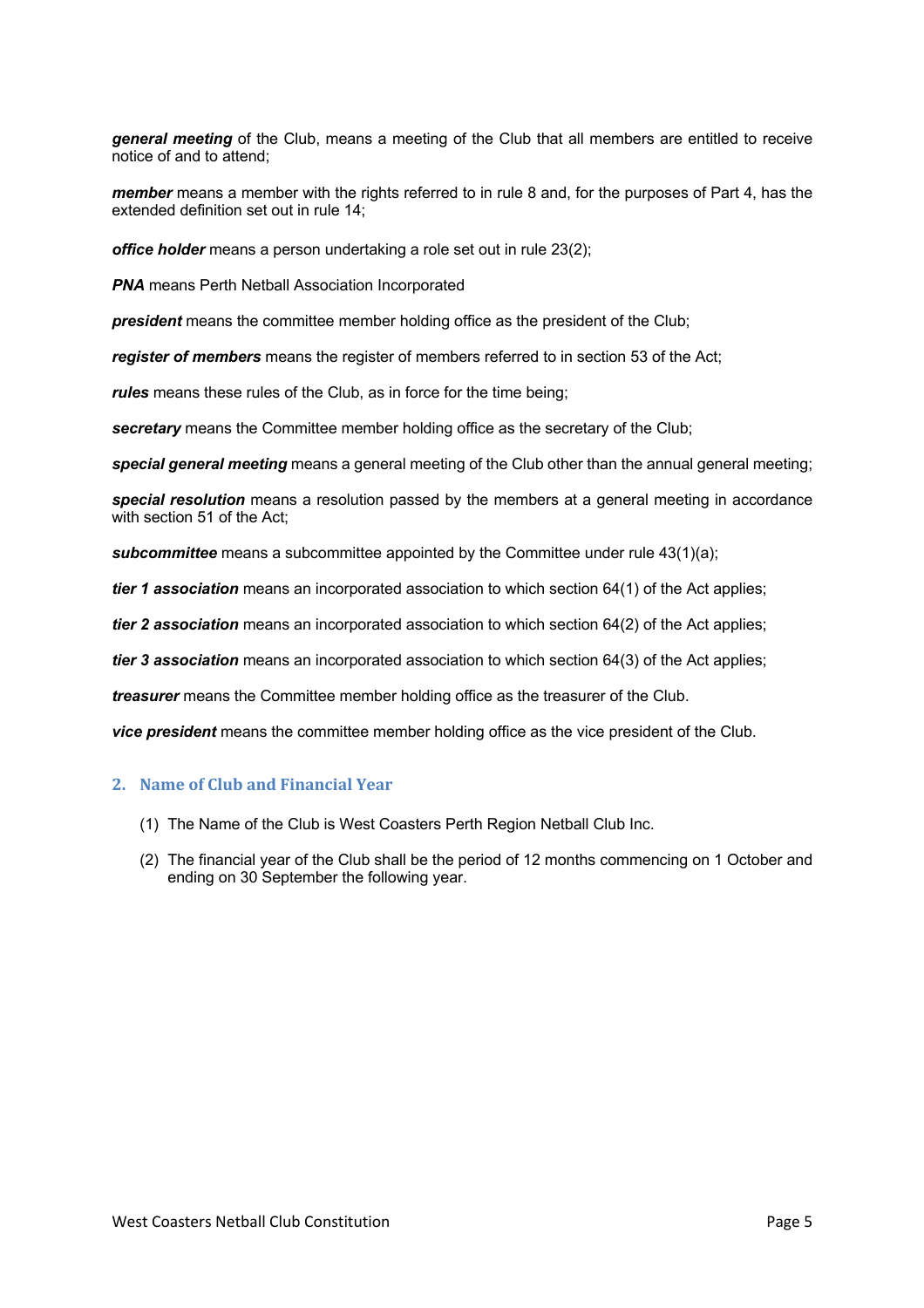***general meeting*** of the Club, means a meeting of the Club that all members are entitled to receive notice of and to attend;

***member*** means a member with the rights referred to in rule 8 and, for the purposes of Part 4, has the extended definition set out in rule 14;

***office holder*** means a person undertaking a role set out in rule 23(2);

***PNA*** means Perth Netball Association Incorporated

***president*** means the committee member holding office as the president of the Club;

***register of members*** means the register of members referred to in section 53 of the Act;

***rules*** means these rules of the Club, as in force for the time being;

***secretary*** means the Committee member holding office as the secretary of the Club;

***special general meeting*** means a general meeting of the Club other than the annual general meeting;

***special resolution*** means a resolution passed by the members at a general meeting in accordance with section 51 of the Act;

***subcommittee*** means a subcommittee appointed by the Committee under rule 43(1)(a);

***tier 1 association*** means an incorporated association to which section 64(1) of the Act applies;

***tier 2 association*** means an incorporated association to which section 64(2) of the Act applies;

***tier 3 association*** means an incorporated association to which section 64(3) of the Act applies;

***treasurer*** means the Committee member holding office as the treasurer of the Club.

***vice president*** means the committee member holding office as the vice president of the Club.

## 2. Name of Club and Financial Year

(1) The Name of the Club is West Coasters Perth Region Netball Club Inc.

(2) The financial year of the Club shall be the period of 12 months commencing on 1 October and ending on 30 September the following year.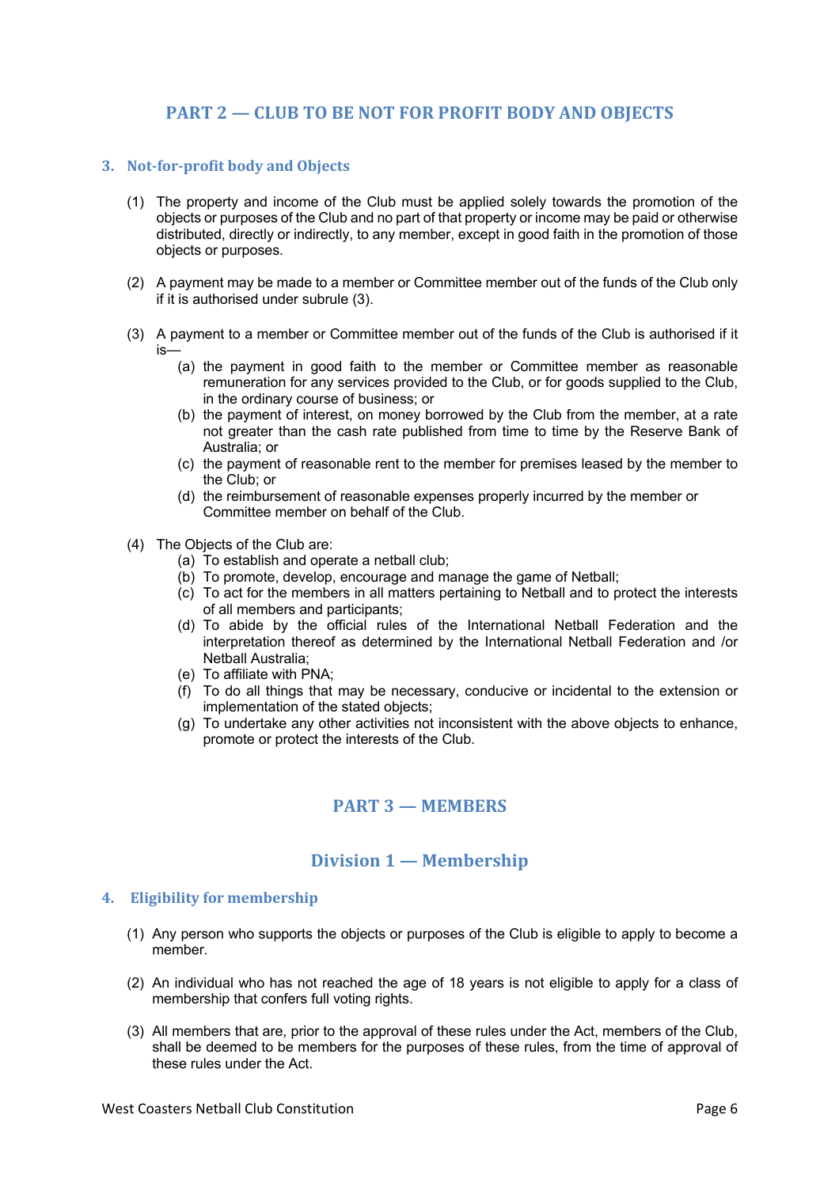# PART 2 — CLUB TO BE NOT FOR PROFIT BODY AND OBJECTS

## 3. Not-for-profit body and Objects

(1) The property and income of the Club must be applied solely towards the promotion of the objects or purposes of the Club and no part of that property or income may be paid or otherwise distributed, directly or indirectly, to any member, except in good faith in the promotion of those objects or purposes.

(2) A payment may be made to a member or Committee member out of the funds of the Club only if it is authorised under subrule (3).

(3) A payment to a member or Committee member out of the funds of the Club is authorised if it is—

- (a) the payment in good faith to the member or Committee member as reasonable remuneration for any services provided to the Club, or for goods supplied to the Club, in the ordinary course of business; or
- (b) the payment of interest, on money borrowed by the Club from the member, at a rate not greater than the cash rate published from time to time by the Reserve Bank of Australia; or
- (c) the payment of reasonable rent to the member for premises leased by the member to the Club; or
- (d) the reimbursement of reasonable expenses properly incurred by the member or Committee member on behalf of the Club.

(4) The Objects of the Club are:

- (a) To establish and operate a netball club;
- (b) To promote, develop, encourage and manage the game of Netball;
- (c) To act for the members in all matters pertaining to Netball and to protect the interests of all members and participants;
- (d) To abide by the official rules of the International Netball Federation and the interpretation thereof as determined by the International Netball Federation and /or Netball Australia;
- (e) To affiliate with PNA;
- (f) To do all things that may be necessary, conducive or incidental to the extension or implementation of the stated objects;
- (g) To undertake any other activities not inconsistent with the above objects to enhance, promote or protect the interests of the Club.

# PART 3 — MEMBERS

## Division 1 — Membership

## 4. Eligibility for membership

(1) Any person who supports the objects or purposes of the Club is eligible to apply to become a member.

(2) An individual who has not reached the age of 18 years is not eligible to apply for a class of membership that confers full voting rights.

(3) All members that are, prior to the approval of these rules under the Act, members of the Club, shall be deemed to be members for the purposes of these rules, from the time of approval of these rules under the Act.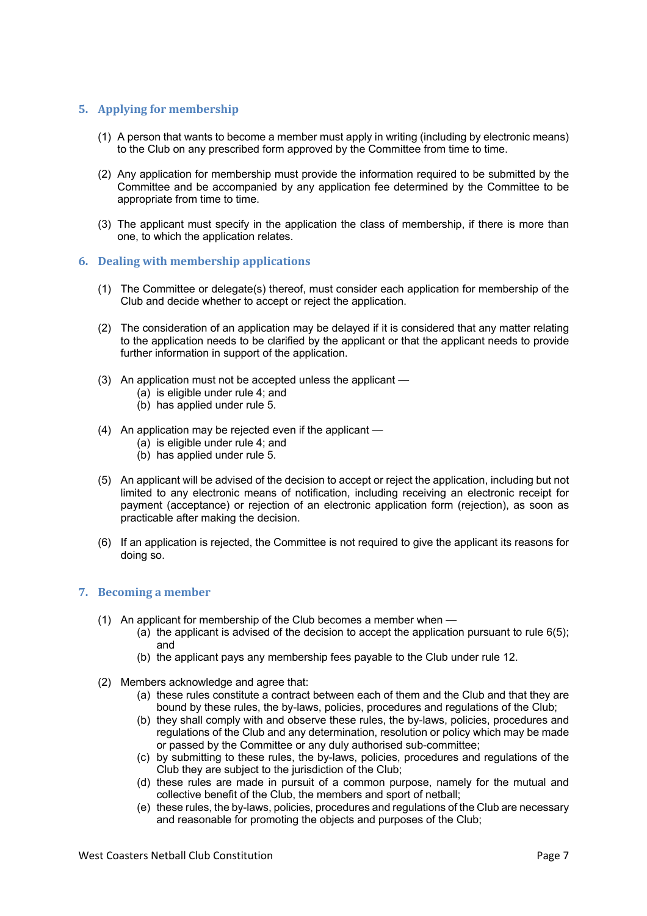## 5. Applying for membership

(1) A person that wants to become a member must apply in writing (including by electronic means) to the Club on any prescribed form approved by the Committee from time to time.

(2) Any application for membership must provide the information required to be submitted by the Committee and be accompanied by any application fee determined by the Committee to be appropriate from time to time.

(3) The applicant must specify in the application the class of membership, if there is more than one, to which the application relates.

## 6. Dealing with membership applications

(1) The Committee or delegate(s) thereof, must consider each application for membership of the Club and decide whether to accept or reject the application.

(2) The consideration of an application may be delayed if it is considered that any matter relating to the application needs to be clarified by the applicant or that the applicant needs to provide further information in support of the application.

(3) An application must not be accepted unless the applicant —
   - (a) is eligible under rule 4; and
   - (b) has applied under rule 5.

(4) An application may be rejected even if the applicant —
   - (a) is eligible under rule 4; and
   - (b) has applied under rule 5.

(5) An applicant will be advised of the decision to accept or reject the application, including but not limited to any electronic means of notification, including receiving an electronic receipt for payment (acceptance) or rejection of an electronic application form (rejection), as soon as practicable after making the decision.

(6) If an application is rejected, the Committee is not required to give the applicant its reasons for doing so.

## 7. Becoming a member

(1) An applicant for membership of the Club becomes a member when —
   - (a) the applicant is advised of the decision to accept the application pursuant to rule 6(5); and
   - (b) the applicant pays any membership fees payable to the Club under rule 12.

(2) Members acknowledge and agree that:
   - (a) these rules constitute a contract between each of them and the Club and that they are bound by these rules, the by-laws, policies, procedures and regulations of the Club;
   - (b) they shall comply with and observe these rules, the by-laws, policies, procedures and regulations of the Club and any determination, resolution or policy which may be made or passed by the Committee or any duly authorised sub-committee;
   - (c) by submitting to these rules, the by-laws, policies, procedures and regulations of the Club they are subject to the jurisdiction of the Club;
   - (d) these rules are made in pursuit of a common purpose, namely for the mutual and collective benefit of the Club, the members and sport of netball;
   - (e) these rules, the by-laws, policies, procedures and regulations of the Club are necessary and reasonable for promoting the objects and purposes of the Club;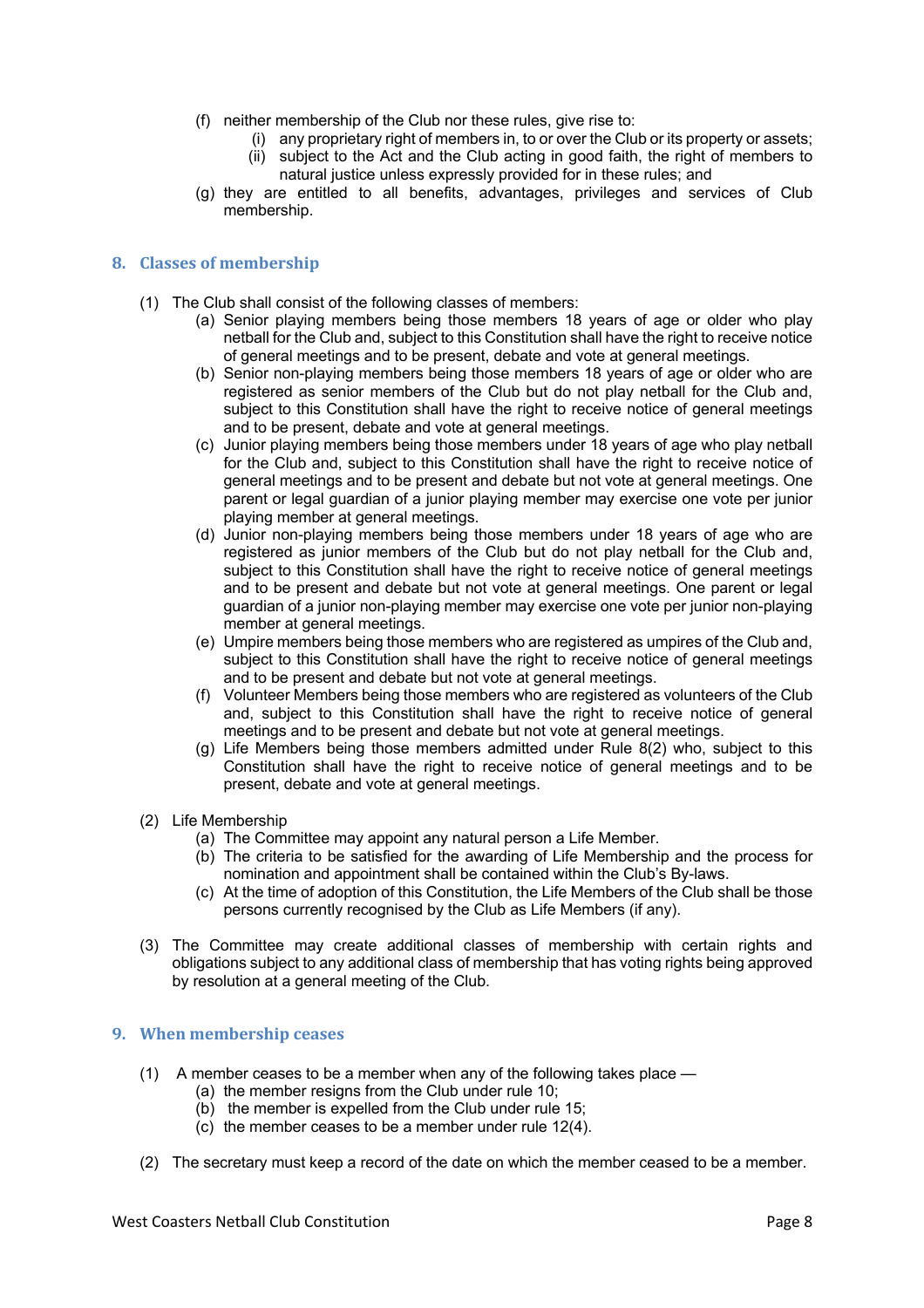(f) neither membership of the Club nor these rules, give rise to:
   (i) any proprietary right of members in, to or over the Club or its property or assets;
   (ii) subject to the Act and the Club acting in good faith, the right of members to natural justice unless expressly provided for in these rules; and

(g) they are entitled to all benefits, advantages, privileges and services of Club membership.

## 8. Classes of membership

(1) The Club shall consist of the following classes of members:

   (a) Senior playing members being those members 18 years of age or older who play netball for the Club and, subject to this Constitution shall have the right to receive notice of general meetings and to be present, debate and vote at general meetings.

   (b) Senior non-playing members being those members 18 years of age or older who are registered as senior members of the Club but do not play netball for the Club and, subject to this Constitution shall have the right to receive notice of general meetings and to be present, debate and vote at general meetings.

   (c) Junior playing members being those members under 18 years of age who play netball for the Club and, subject to this Constitution shall have the right to receive notice of general meetings and to be present and debate but not vote at general meetings. One parent or legal guardian of a junior playing member may exercise one vote per junior playing member at general meetings.

   (d) Junior non-playing members being those members under 18 years of age who are registered as junior members of the Club but do not play netball for the Club and, subject to this Constitution shall have the right to receive notice of general meetings and to be present and debate but not vote at general meetings. One parent or legal guardian of a junior non-playing member may exercise one vote per junior non-playing member at general meetings.

   (e) Umpire members being those members who are registered as umpires of the Club and, subject to this Constitution shall have the right to receive notice of general meetings and to be present and debate but not vote at general meetings.

   (f) Volunteer Members being those members who are registered as volunteers of the Club and, subject to this Constitution shall have the right to receive notice of general meetings and to be present and debate but not vote at general meetings.

   (g) Life Members being those members admitted under Rule 8(2) who, subject to this Constitution shall have the right to receive notice of general meetings and to be present, debate and vote at general meetings.

(2) Life Membership

   (a) The Committee may appoint any natural person a Life Member.

   (b) The criteria to be satisfied for the awarding of Life Membership and the process for nomination and appointment shall be contained within the Club's By-laws.

   (c) At the time of adoption of this Constitution, the Life Members of the Club shall be those persons currently recognised by the Club as Life Members (if any).

(3) The Committee may create additional classes of membership with certain rights and obligations subject to any additional class of membership that has voting rights being approved by resolution at a general meeting of the Club.

## 9. When membership ceases

(1) A member ceases to be a member when any of the following takes place —

   (a) the member resigns from the Club under rule 10;

   (b) the member is expelled from the Club under rule 15;

   (c) the member ceases to be a member under rule 12(4).

(2) The secretary must keep a record of the date on which the member ceased to be a member.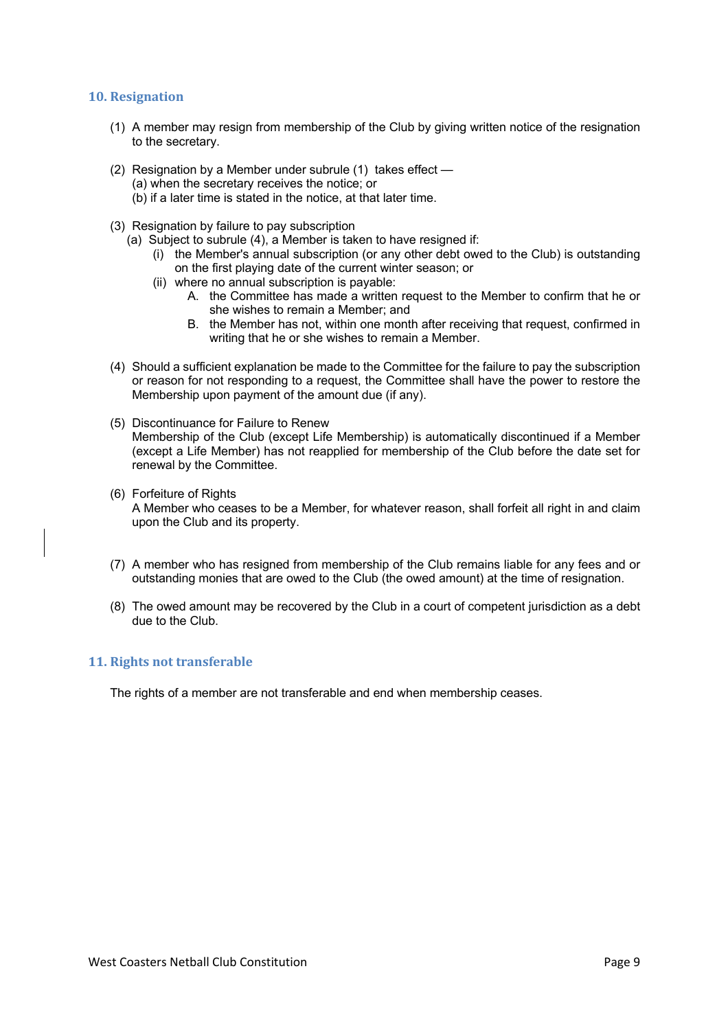## 10. Resignation

(1) A member may resign from membership of the Club by giving written notice of the resignation to the secretary.

(2) Resignation by a Member under subrule (1) takes effect —
(a) when the secretary receives the notice; or
(b) if a later time is stated in the notice, at that later time.

(3) Resignation by failure to pay subscription
(a) Subject to subrule (4), a Member is taken to have resigned if:
(i) the Member's annual subscription (or any other debt owed to the Club) is outstanding on the first playing date of the current winter season; or
(ii) where no annual subscription is payable:
A. the Committee has made a written request to the Member to confirm that he or she wishes to remain a Member; and
B. the Member has not, within one month after receiving that request, confirmed in writing that he or she wishes to remain a Member.

(4) Should a sufficient explanation be made to the Committee for the failure to pay the subscription or reason for not responding to a request, the Committee shall have the power to restore the Membership upon payment of the amount due (if any).

(5) Discontinuance for Failure to Renew
Membership of the Club (except Life Membership) is automatically discontinued if a Member (except a Life Member) has not reapplied for membership of the Club before the date set for renewal by the Committee.

(6) Forfeiture of Rights
A Member who ceases to be a Member, for whatever reason, shall forfeit all right in and claim upon the Club and its property.

(7) A member who has resigned from membership of the Club remains liable for any fees and or outstanding monies that are owed to the Club (the owed amount) at the time of resignation.

(8) The owed amount may be recovered by the Club in a court of competent jurisdiction as a debt due to the Club.

## 11. Rights not transferable

The rights of a member are not transferable and end when membership ceases.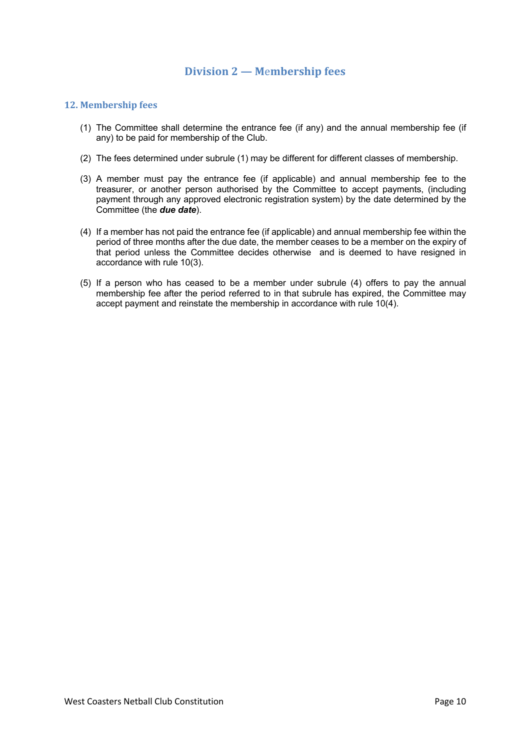## Division 2 — Membership fees

### 12. Membership fees

(1) The Committee shall determine the entrance fee (if any) and the annual membership fee (if any) to be paid for membership of the Club.

(2) The fees determined under subrule (1) may be different for different classes of membership.

(3) A member must pay the entrance fee (if applicable) and annual membership fee to the treasurer, or another person authorised by the Committee to accept payments, (including payment through any approved electronic registration system) by the date determined by the Committee (the ***due date***).

(4) If a member has not paid the entrance fee (if applicable) and annual membership fee within the period of three months after the due date, the member ceases to be a member on the expiry of that period unless the Committee decides otherwise and is deemed to have resigned in accordance with rule 10(3).

(5) If a person who has ceased to be a member under subrule (4) offers to pay the annual membership fee after the period referred to in that subrule has expired, the Committee may accept payment and reinstate the membership in accordance with rule 10(4).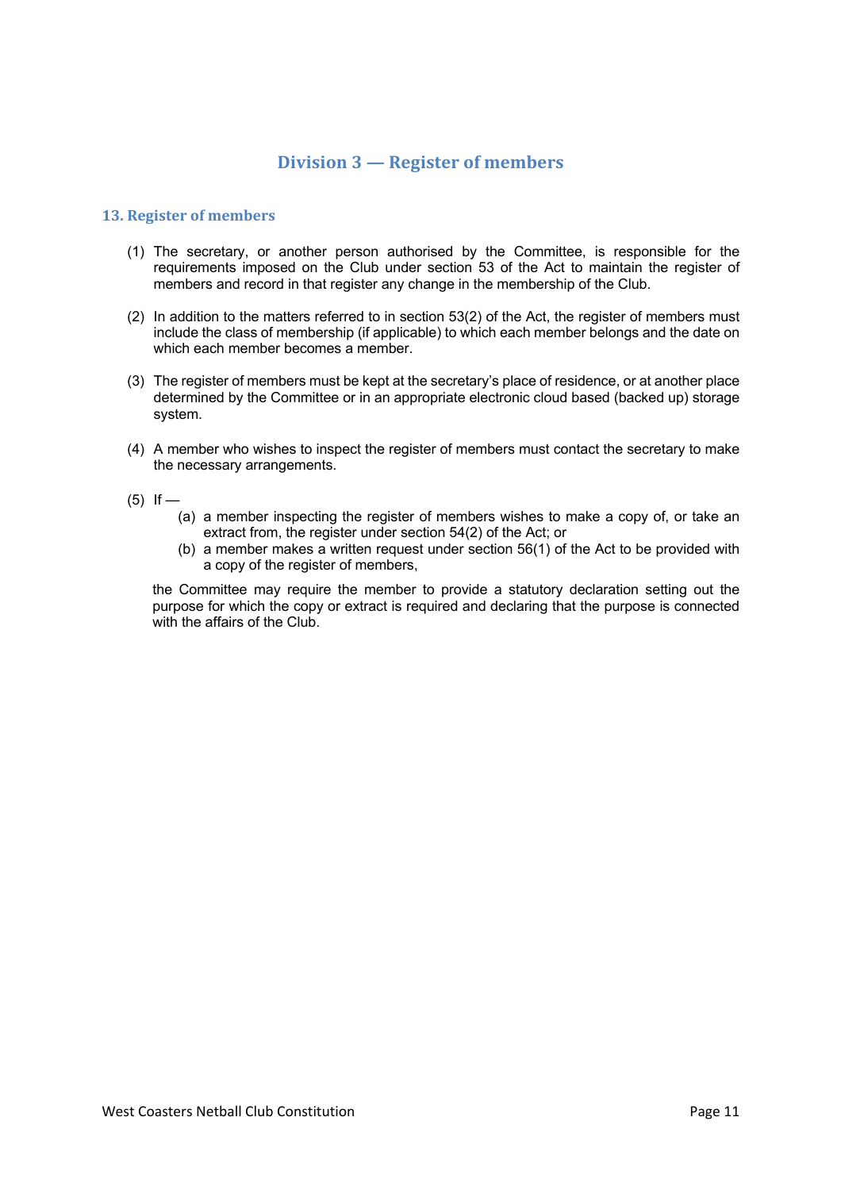## Division 3 — Register of members

### 13. Register of members

(1) The secretary, or another person authorised by the Committee, is responsible for the requirements imposed on the Club under section 53 of the Act to maintain the register of members and record in that register any change in the membership of the Club.

(2) In addition to the matters referred to in section 53(2) of the Act, the register of members must include the class of membership (if applicable) to which each member belongs and the date on which each member becomes a member.

(3) The register of members must be kept at the secretary's place of residence, or at another place determined by the Committee or in an appropriate electronic cloud based (backed up) storage system.

(4) A member who wishes to inspect the register of members must contact the secretary to make the necessary arrangements.

(5) If —

- (a) a member inspecting the register of members wishes to make a copy of, or take an extract from, the register under section 54(2) of the Act; or
- (b) a member makes a written request under section 56(1) of the Act to be provided with a copy of the register of members,

the Committee may require the member to provide a statutory declaration setting out the purpose for which the copy or extract is required and declaring that the purpose is connected with the affairs of the Club.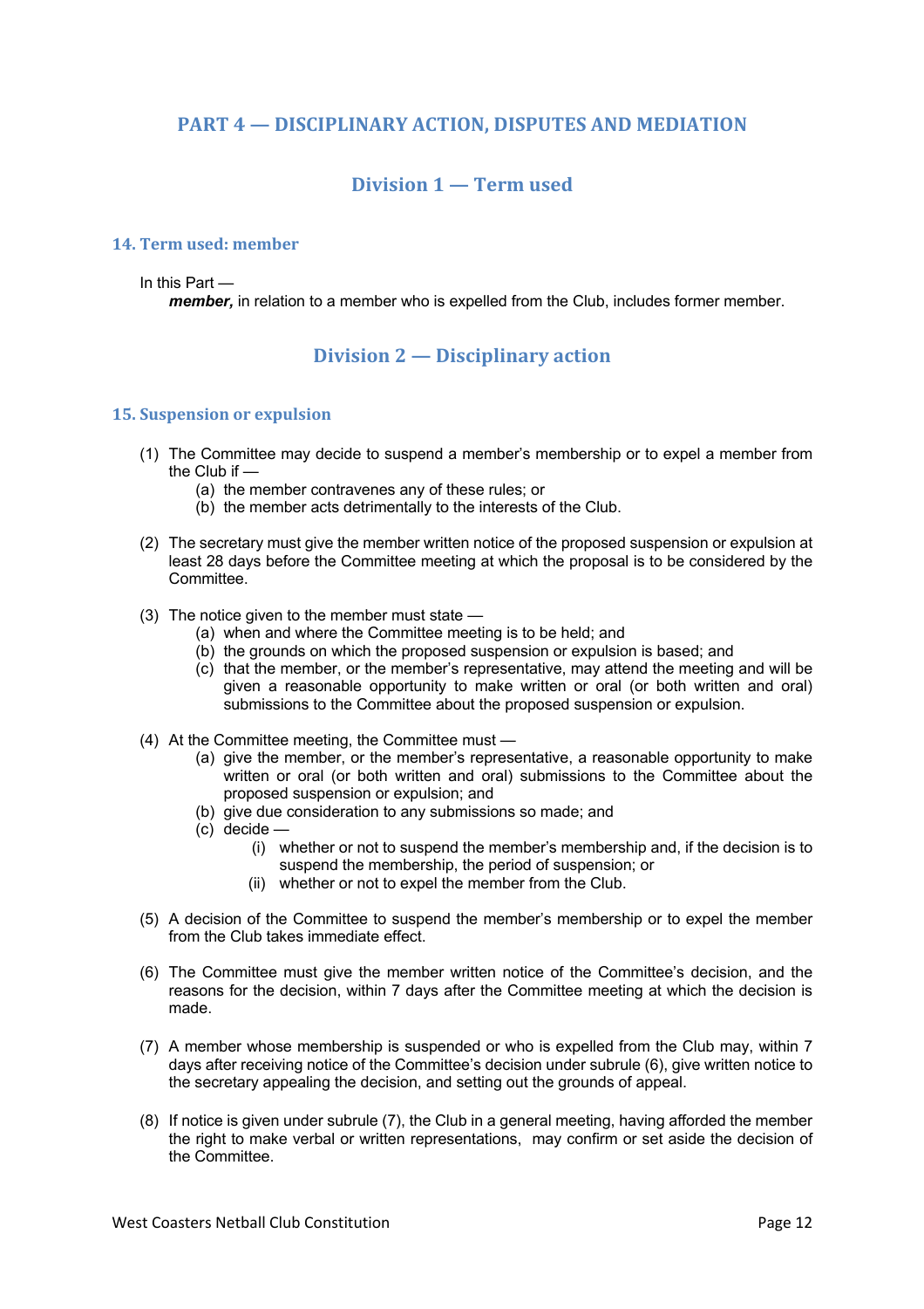# PART 4 — DISCIPLINARY ACTION, DISPUTES AND MEDIATION

## Division 1 — Term used

### 14. Term used: member

In this Part —

***member,*** in relation to a member who is expelled from the Club, includes former member.

## Division 2 — Disciplinary action

### 15. Suspension or expulsion

(1) The Committee may decide to suspend a member's membership or to expel a member from the Club if —
   - (a) the member contravenes any of these rules; or
   - (b) the member acts detrimentally to the interests of the Club.

(2) The secretary must give the member written notice of the proposed suspension or expulsion at least 28 days before the Committee meeting at which the proposal is to be considered by the Committee.

(3) The notice given to the member must state —
   - (a) when and where the Committee meeting is to be held; and
   - (b) the grounds on which the proposed suspension or expulsion is based; and
   - (c) that the member, or the member's representative, may attend the meeting and will be given a reasonable opportunity to make written or oral (or both written and oral) submissions to the Committee about the proposed suspension or expulsion.

(4) At the Committee meeting, the Committee must —
   - (a) give the member, or the member's representative, a reasonable opportunity to make written or oral (or both written and oral) submissions to the Committee about the proposed suspension or expulsion; and
   - (b) give due consideration to any submissions so made; and
   - (c) decide —
     - (i) whether or not to suspend the member's membership and, if the decision is to suspend the membership, the period of suspension; or
     - (ii) whether or not to expel the member from the Club.

(5) A decision of the Committee to suspend the member's membership or to expel the member from the Club takes immediate effect.

(6) The Committee must give the member written notice of the Committee's decision, and the reasons for the decision, within 7 days after the Committee meeting at which the decision is made.

(7) A member whose membership is suspended or who is expelled from the Club may, within 7 days after receiving notice of the Committee's decision under subrule (6), give written notice to the secretary appealing the decision, and setting out the grounds of appeal.

(8) If notice is given under subrule (7), the Club in a general meeting, having afforded the member the right to make verbal or written representations, may confirm or set aside the decision of the Committee.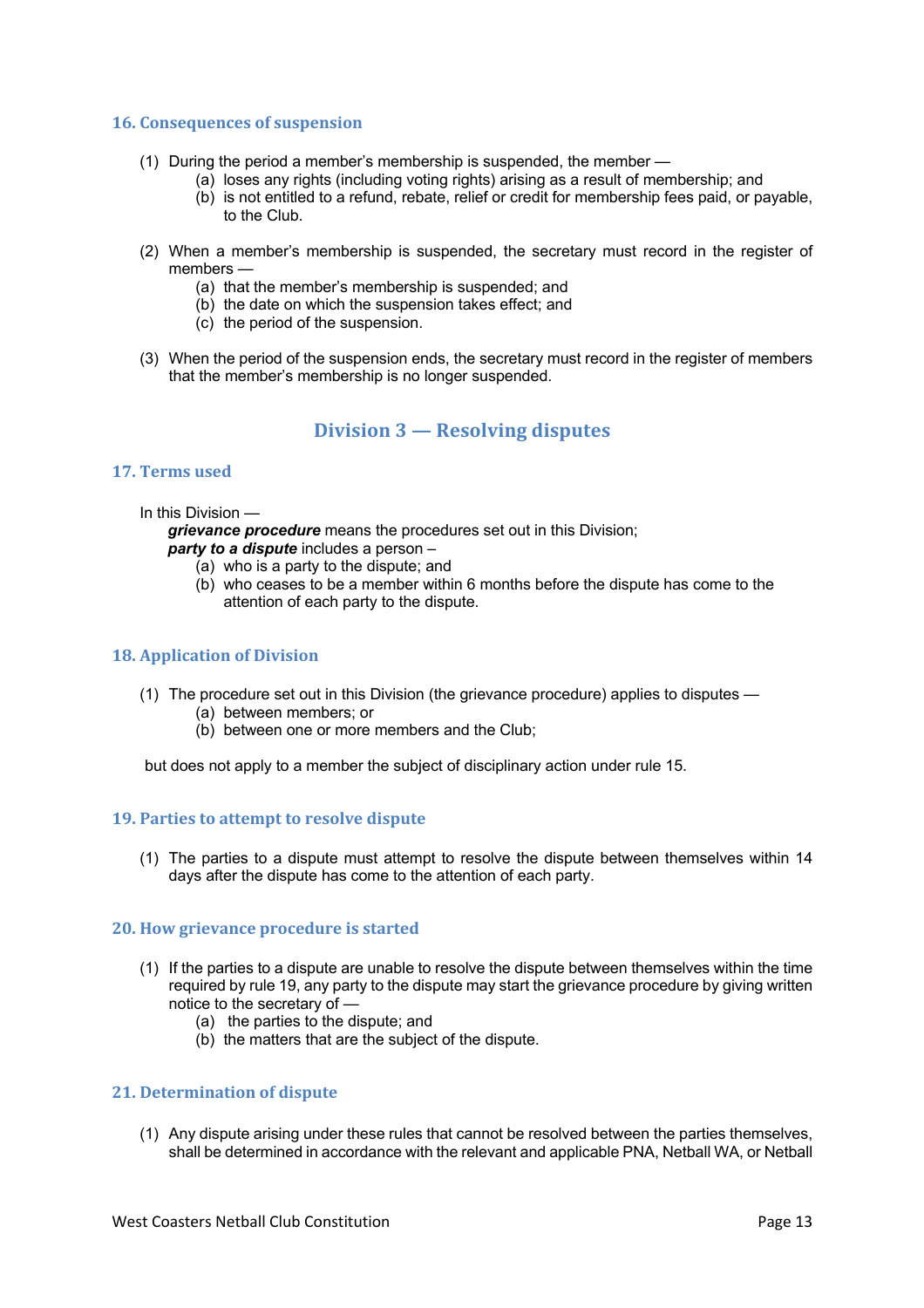### 16. Consequences of suspension

(1) During the period a member's membership is suspended, the member —
  - (a) loses any rights (including voting rights) arising as a result of membership; and
  - (b) is not entitled to a refund, rebate, relief or credit for membership fees paid, or payable, to the Club.

(2) When a member's membership is suspended, the secretary must record in the register of members —
  - (a) that the member's membership is suspended; and
  - (b) the date on which the suspension takes effect; and
  - (c) the period of the suspension.

(3) When the period of the suspension ends, the secretary must record in the register of members that the member's membership is no longer suspended.

## Division 3 — Resolving disputes

### 17. Terms used

In this Division —

***grievance procedure*** means the procedures set out in this Division;

***party to a dispute*** includes a person –
  - (a) who is a party to the dispute; and
  - (b) who ceases to be a member within 6 months before the dispute has come to the attention of each party to the dispute.

### 18. Application of Division

(1) The procedure set out in this Division (the grievance procedure) applies to disputes —
  - (a) between members; or
  - (b) between one or more members and the Club;

but does not apply to a member the subject of disciplinary action under rule 15.

### 19. Parties to attempt to resolve dispute

(1) The parties to a dispute must attempt to resolve the dispute between themselves within 14 days after the dispute has come to the attention of each party.

### 20. How grievance procedure is started

(1) If the parties to a dispute are unable to resolve the dispute between themselves within the time required by rule 19, any party to the dispute may start the grievance procedure by giving written notice to the secretary of —
  - (a) the parties to the dispute; and
  - (b) the matters that are the subject of the dispute.

### 21. Determination of dispute

(1) Any dispute arising under these rules that cannot be resolved between the parties themselves, shall be determined in accordance with the relevant and applicable PNA, Netball WA, or Netball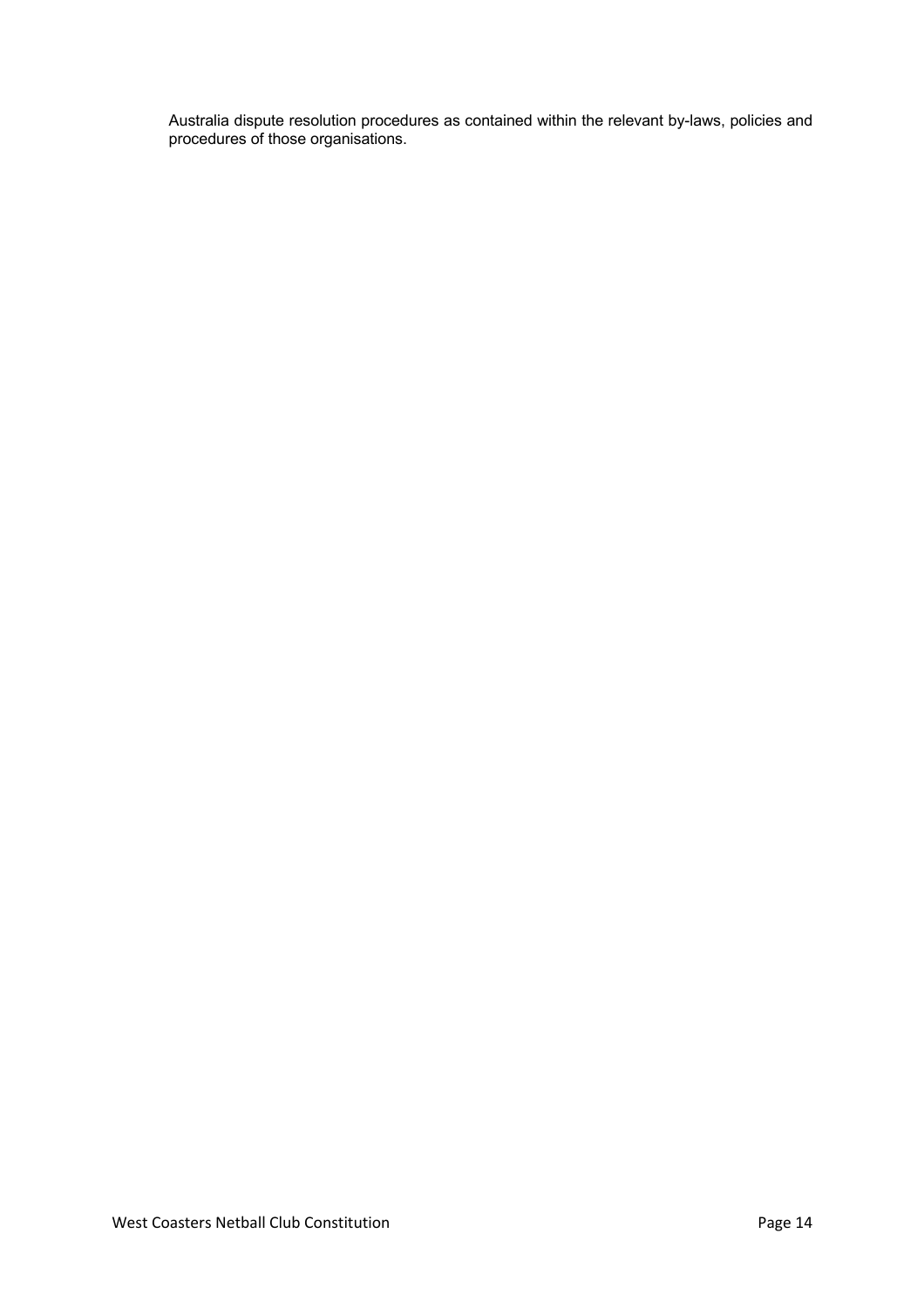Australia dispute resolution procedures as contained within the relevant by-laws, policies and procedures of those organisations.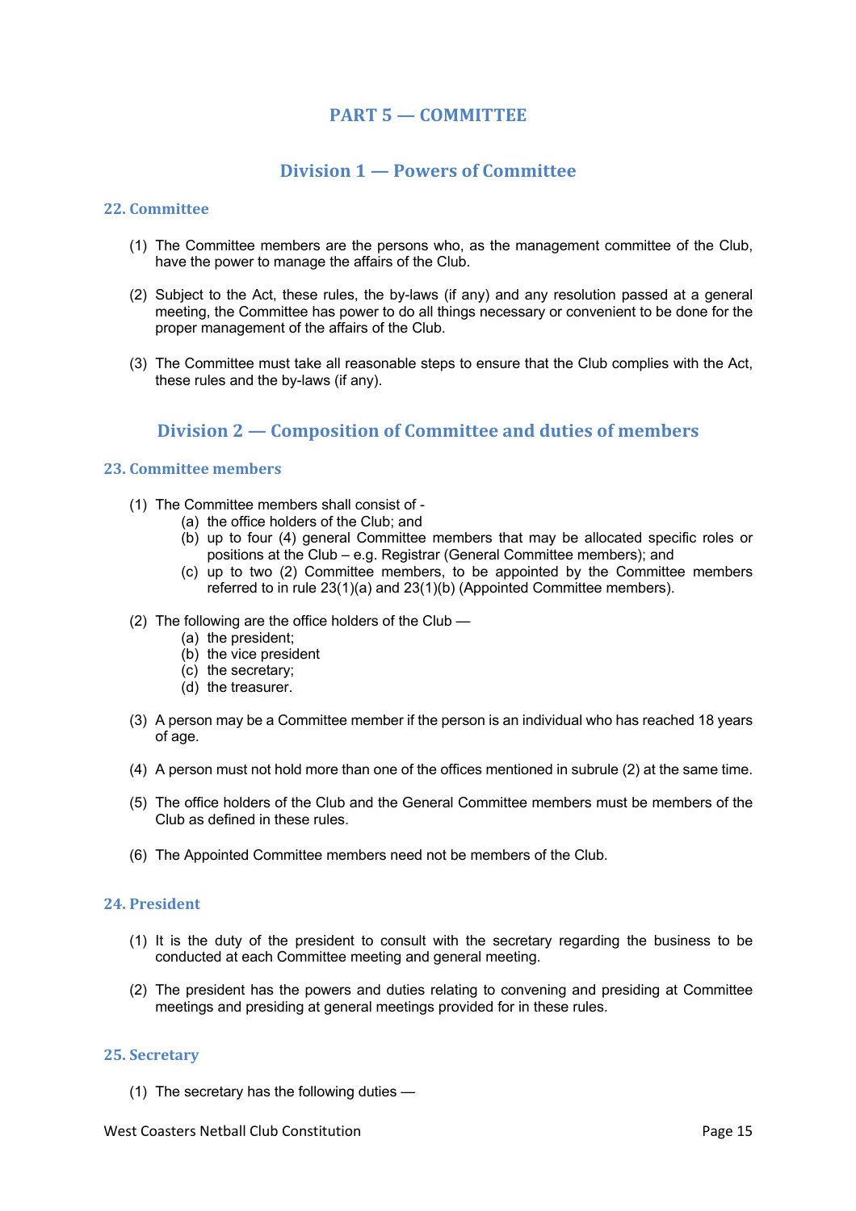# PART 5 — COMMITTEE

## Division 1 — Powers of Committee

### 22. Committee

(1) The Committee members are the persons who, as the management committee of the Club, have the power to manage the affairs of the Club.

(2) Subject to the Act, these rules, the by-laws (if any) and any resolution passed at a general meeting, the Committee has power to do all things necessary or convenient to be done for the proper management of the affairs of the Club.

(3) The Committee must take all reasonable steps to ensure that the Club complies with the Act, these rules and the by-laws (if any).

## Division 2 — Composition of Committee and duties of members

### 23. Committee members

(1) The Committee members shall consist of -
   (a) the office holders of the Club; and
   (b) up to four (4) general Committee members that may be allocated specific roles or positions at the Club – e.g. Registrar (General Committee members); and
   (c) up to two (2) Committee members, to be appointed by the Committee members referred to in rule 23(1)(a) and 23(1)(b) (Appointed Committee members).

(2) The following are the office holders of the Club —
   (a) the president;
   (b) the vice president
   (c) the secretary;
   (d) the treasurer.

(3) A person may be a Committee member if the person is an individual who has reached 18 years of age.

(4) A person must not hold more than one of the offices mentioned in subrule (2) at the same time.

(5) The office holders of the Club and the General Committee members must be members of the Club as defined in these rules.

(6) The Appointed Committee members need not be members of the Club.

### 24. President

(1) It is the duty of the president to consult with the secretary regarding the business to be conducted at each Committee meeting and general meeting.

(2) The president has the powers and duties relating to convening and presiding at Committee meetings and presiding at general meetings provided for in these rules.

### 25. Secretary

(1) The secretary has the following duties —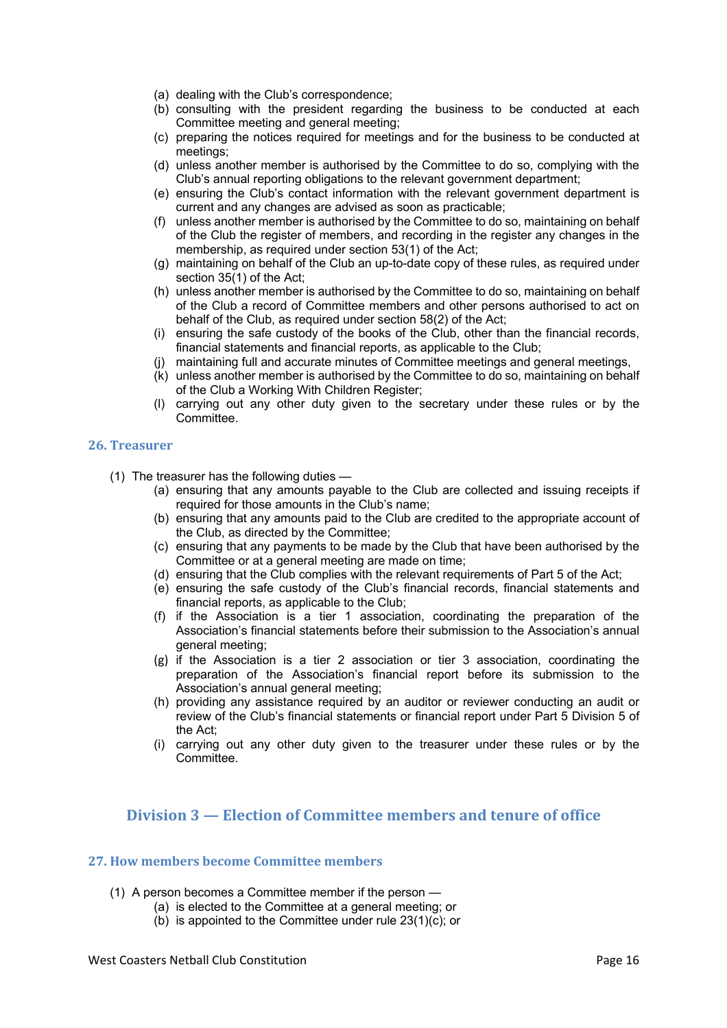- (a) dealing with the Club's correspondence;
- (b) consulting with the president regarding the business to be conducted at each Committee meeting and general meeting;
- (c) preparing the notices required for meetings and for the business to be conducted at meetings;
- (d) unless another member is authorised by the Committee to do so, complying with the Club's annual reporting obligations to the relevant government department;
- (e) ensuring the Club's contact information with the relevant government department is current and any changes are advised as soon as practicable;
- (f) unless another member is authorised by the Committee to do so, maintaining on behalf of the Club the register of members, and recording in the register any changes in the membership, as required under section 53(1) of the Act;
- (g) maintaining on behalf of the Club an up-to-date copy of these rules, as required under section 35(1) of the Act;
- (h) unless another member is authorised by the Committee to do so, maintaining on behalf of the Club a record of Committee members and other persons authorised to act on behalf of the Club, as required under section 58(2) of the Act;
- (i) ensuring the safe custody of the books of the Club, other than the financial records, financial statements and financial reports, as applicable to the Club;
- (j) maintaining full and accurate minutes of Committee meetings and general meetings,
- (k) unless another member is authorised by the Committee to do so, maintaining on behalf of the Club a Working With Children Register;
- (l) carrying out any other duty given to the secretary under these rules or by the Committee.

### 26. Treasurer

(1) The treasurer has the following duties —

- (a) ensuring that any amounts payable to the Club are collected and issuing receipts if required for those amounts in the Club's name;
- (b) ensuring that any amounts paid to the Club are credited to the appropriate account of the Club, as directed by the Committee;
- (c) ensuring that any payments to be made by the Club that have been authorised by the Committee or at a general meeting are made on time;
- (d) ensuring that the Club complies with the relevant requirements of Part 5 of the Act;
- (e) ensuring the safe custody of the Club's financial records, financial statements and financial reports, as applicable to the Club;
- (f) if the Association is a tier 1 association, coordinating the preparation of the Association's financial statements before their submission to the Association's annual general meeting;
- (g) if the Association is a tier 2 association or tier 3 association, coordinating the preparation of the Association's financial report before its submission to the Association's annual general meeting;
- (h) providing any assistance required by an auditor or reviewer conducting an audit or review of the Club's financial statements or financial report under Part 5 Division 5 of the Act;
- (i) carrying out any other duty given to the treasurer under these rules or by the Committee.

## Division 3 — Election of Committee members and tenure of office

### 27. How members become Committee members

(1) A person becomes a Committee member if the person —

- (a) is elected to the Committee at a general meeting; or
- (b) is appointed to the Committee under rule 23(1)(c); or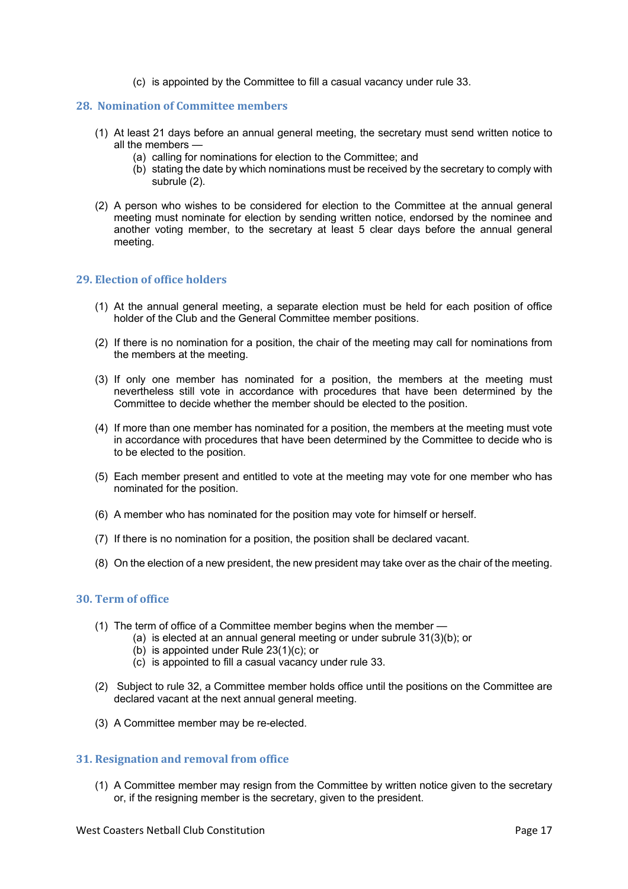(c) is appointed by the Committee to fill a casual vacancy under rule 33.

## 28. Nomination of Committee members

(1) At least 21 days before an annual general meeting, the secretary must send written notice to all the members —

  (a) calling for nominations for election to the Committee; and

  (b) stating the date by which nominations must be received by the secretary to comply with subrule (2).

(2) A person who wishes to be considered for election to the Committee at the annual general meeting must nominate for election by sending written notice, endorsed by the nominee and another voting member, to the secretary at least 5 clear days before the annual general meeting.

## 29. Election of office holders

(1) At the annual general meeting, a separate election must be held for each position of office holder of the Club and the General Committee member positions.

(2) If there is no nomination for a position, the chair of the meeting may call for nominations from the members at the meeting.

(3) If only one member has nominated for a position, the members at the meeting must nevertheless still vote in accordance with procedures that have been determined by the Committee to decide whether the member should be elected to the position.

(4) If more than one member has nominated for a position, the members at the meeting must vote in accordance with procedures that have been determined by the Committee to decide who is to be elected to the position.

(5) Each member present and entitled to vote at the meeting may vote for one member who has nominated for the position.

(6) A member who has nominated for the position may vote for himself or herself.

(7) If there is no nomination for a position, the position shall be declared vacant.

(8) On the election of a new president, the new president may take over as the chair of the meeting.

## 30. Term of office

(1) The term of office of a Committee member begins when the member —

  (a) is elected at an annual general meeting or under subrule 31(3)(b); or

  (b) is appointed under Rule 23(1)(c); or

  (c) is appointed to fill a casual vacancy under rule 33.

(2) Subject to rule 32, a Committee member holds office until the positions on the Committee are declared vacant at the next annual general meeting.

(3) A Committee member may be re-elected.

## 31. Resignation and removal from office

(1) A Committee member may resign from the Committee by written notice given to the secretary or, if the resigning member is the secretary, given to the president.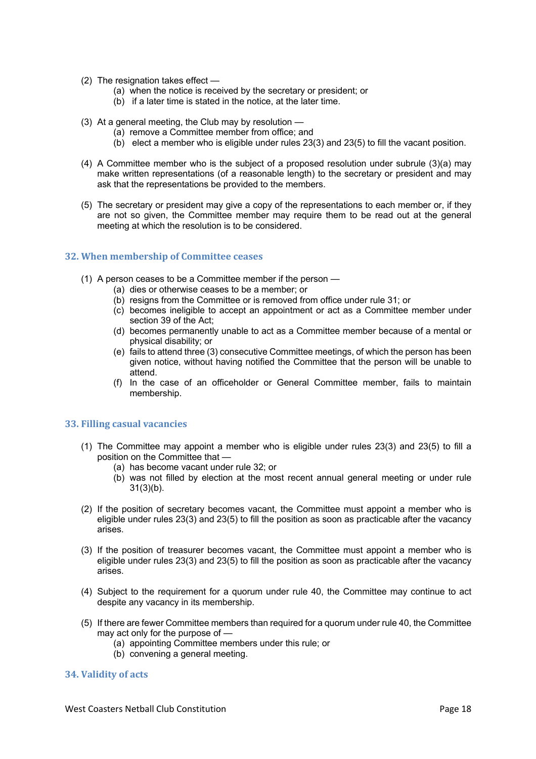(2) The resignation takes effect —
   (a) when the notice is received by the secretary or president; or
   (b) if a later time is stated in the notice, at the later time.

(3) At a general meeting, the Club may by resolution —
   (a) remove a Committee member from office; and
   (b) elect a member who is eligible under rules 23(3) and 23(5) to fill the vacant position.

(4) A Committee member who is the subject of a proposed resolution under subrule (3)(a) may make written representations (of a reasonable length) to the secretary or president and may ask that the representations be provided to the members.

(5) The secretary or president may give a copy of the representations to each member or, if they are not so given, the Committee member may require them to be read out at the general meeting at which the resolution is to be considered.

## 32. When membership of Committee ceases

(1) A person ceases to be a Committee member if the person —
   (a) dies or otherwise ceases to be a member; or
   (b) resigns from the Committee or is removed from office under rule 31; or
   (c) becomes ineligible to accept an appointment or act as a Committee member under section 39 of the Act;
   (d) becomes permanently unable to act as a Committee member because of a mental or physical disability; or
   (e) fails to attend three (3) consecutive Committee meetings, of which the person has been given notice, without having notified the Committee that the person will be unable to attend.
   (f) In the case of an officeholder or General Committee member, fails to maintain membership.

## 33. Filling casual vacancies

(1) The Committee may appoint a member who is eligible under rules 23(3) and 23(5) to fill a position on the Committee that —
   (a) has become vacant under rule 32; or
   (b) was not filled by election at the most recent annual general meeting or under rule 31(3)(b).

(2) If the position of secretary becomes vacant, the Committee must appoint a member who is eligible under rules 23(3) and 23(5) to fill the position as soon as practicable after the vacancy arises.

(3) If the position of treasurer becomes vacant, the Committee must appoint a member who is eligible under rules 23(3) and 23(5) to fill the position as soon as practicable after the vacancy arises.

(4) Subject to the requirement for a quorum under rule 40, the Committee may continue to act despite any vacancy in its membership.

(5) If there are fewer Committee members than required for a quorum under rule 40, the Committee may act only for the purpose of —
   (a) appointing Committee members under this rule; or
   (b) convening a general meeting.

## 34. Validity of acts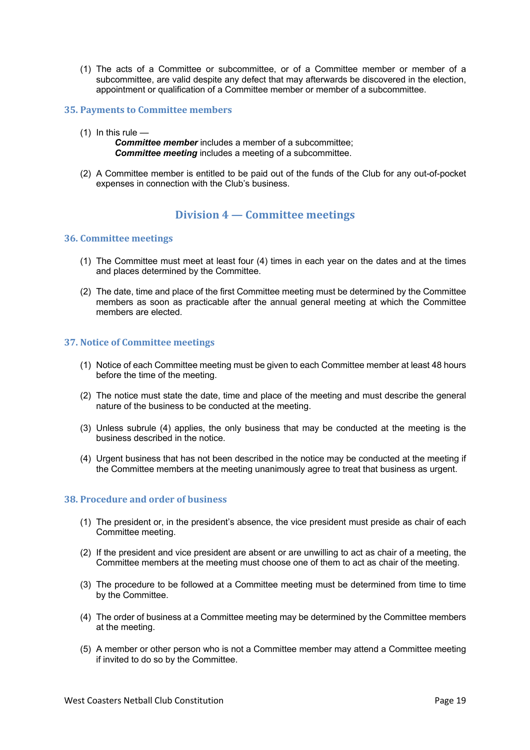(1) The acts of a Committee or subcommittee, or of a Committee member or member of a subcommittee, are valid despite any defect that may afterwards be discovered in the election, appointment or qualification of a Committee member or member of a subcommittee.

### 35. Payments to Committee members

(1) In this rule —

***Committee member*** includes a member of a subcommittee;

***Committee meeting*** includes a meeting of a subcommittee.

(2) A Committee member is entitled to be paid out of the funds of the Club for any out-of-pocket expenses in connection with the Club's business.

## Division 4 — Committee meetings

### 36. Committee meetings

(1) The Committee must meet at least four (4) times in each year on the dates and at the times and places determined by the Committee.

(2) The date, time and place of the first Committee meeting must be determined by the Committee members as soon as practicable after the annual general meeting at which the Committee members are elected.

### 37. Notice of Committee meetings

(1) Notice of each Committee meeting must be given to each Committee member at least 48 hours before the time of the meeting.

(2) The notice must state the date, time and place of the meeting and must describe the general nature of the business to be conducted at the meeting.

(3) Unless subrule (4) applies, the only business that may be conducted at the meeting is the business described in the notice.

(4) Urgent business that has not been described in the notice may be conducted at the meeting if the Committee members at the meeting unanimously agree to treat that business as urgent.

### 38. Procedure and order of business

(1) The president or, in the president's absence, the vice president must preside as chair of each Committee meeting.

(2) If the president and vice president are absent or are unwilling to act as chair of a meeting, the Committee members at the meeting must choose one of them to act as chair of the meeting.

(3) The procedure to be followed at a Committee meeting must be determined from time to time by the Committee.

(4) The order of business at a Committee meeting may be determined by the Committee members at the meeting.

(5) A member or other person who is not a Committee member may attend a Committee meeting if invited to do so by the Committee.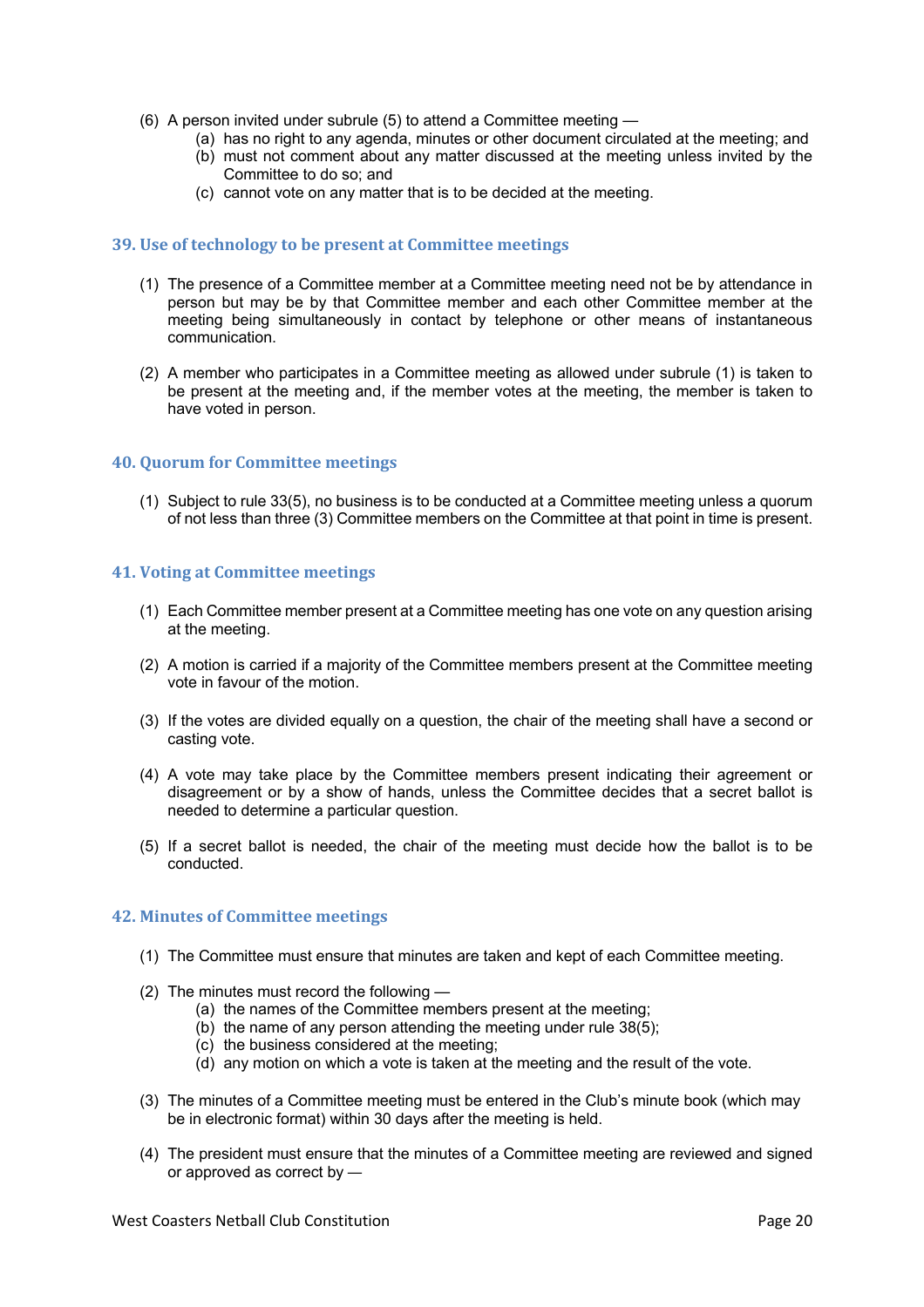(6) A person invited under subrule (5) to attend a Committee meeting —
    (a) has no right to any agenda, minutes or other document circulated at the meeting; and
    (b) must not comment about any matter discussed at the meeting unless invited by the Committee to do so; and
    (c) cannot vote on any matter that is to be decided at the meeting.

## 39. Use of technology to be present at Committee meetings

(1) The presence of a Committee member at a Committee meeting need not be by attendance in person but may be by that Committee member and each other Committee member at the meeting being simultaneously in contact by telephone or other means of instantaneous communication.

(2) A member who participates in a Committee meeting as allowed under subrule (1) is taken to be present at the meeting and, if the member votes at the meeting, the member is taken to have voted in person.

## 40. Quorum for Committee meetings

(1) Subject to rule 33(5), no business is to be conducted at a Committee meeting unless a quorum of not less than three (3) Committee members on the Committee at that point in time is present.

## 41. Voting at Committee meetings

(1) Each Committee member present at a Committee meeting has one vote on any question arising at the meeting.

(2) A motion is carried if a majority of the Committee members present at the Committee meeting vote in favour of the motion.

(3) If the votes are divided equally on a question, the chair of the meeting shall have a second or casting vote.

(4) A vote may take place by the Committee members present indicating their agreement or disagreement or by a show of hands, unless the Committee decides that a secret ballot is needed to determine a particular question.

(5) If a secret ballot is needed, the chair of the meeting must decide how the ballot is to be conducted.

## 42. Minutes of Committee meetings

(1) The Committee must ensure that minutes are taken and kept of each Committee meeting.

(2) The minutes must record the following —
    (a) the names of the Committee members present at the meeting;
    (b) the name of any person attending the meeting under rule 38(5);
    (c) the business considered at the meeting;
    (d) any motion on which a vote is taken at the meeting and the result of the vote.

(3) The minutes of a Committee meeting must be entered in the Club's minute book (which may be in electronic format) within 30 days after the meeting is held.

(4) The president must ensure that the minutes of a Committee meeting are reviewed and signed or approved as correct by —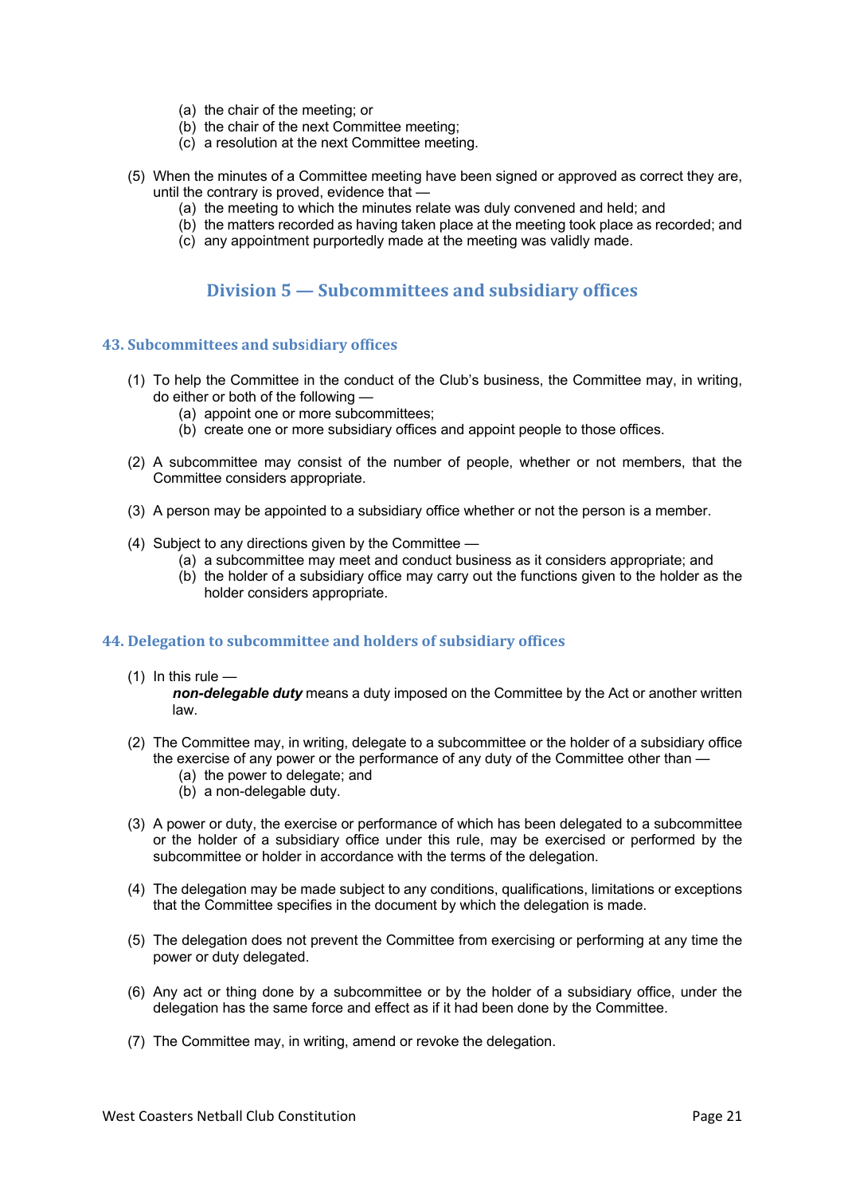(a) the chair of the meeting; or
(b) the chair of the next Committee meeting;
(c) a resolution at the next Committee meeting.

(5) When the minutes of a Committee meeting have been signed or approved as correct they are, until the contrary is proved, evidence that —
  (a) the meeting to which the minutes relate was duly convened and held; and
  (b) the matters recorded as having taken place at the meeting took place as recorded; and
  (c) any appointment purportedly made at the meeting was validly made.

## Division 5 — Subcommittees and subsidiary offices

### 43. Subcommittees and subsidiary offices

(1) To help the Committee in the conduct of the Club's business, the Committee may, in writing, do either or both of the following —
  (a) appoint one or more subcommittees;
  (b) create one or more subsidiary offices and appoint people to those offices.

(2) A subcommittee may consist of the number of people, whether or not members, that the Committee considers appropriate.

(3) A person may be appointed to a subsidiary office whether or not the person is a member.

(4) Subject to any directions given by the Committee —
  (a) a subcommittee may meet and conduct business as it considers appropriate; and
  (b) the holder of a subsidiary office may carry out the functions given to the holder as the holder considers appropriate.

### 44. Delegation to subcommittee and holders of subsidiary offices

(1) In this rule —
  ***non-delegable duty*** means a duty imposed on the Committee by the Act or another written law.

(2) The Committee may, in writing, delegate to a subcommittee or the holder of a subsidiary office the exercise of any power or the performance of any duty of the Committee other than —
  (a) the power to delegate; and
  (b) a non-delegable duty.

(3) A power or duty, the exercise or performance of which has been delegated to a subcommittee or the holder of a subsidiary office under this rule, may be exercised or performed by the subcommittee or holder in accordance with the terms of the delegation.

(4) The delegation may be made subject to any conditions, qualifications, limitations or exceptions that the Committee specifies in the document by which the delegation is made.

(5) The delegation does not prevent the Committee from exercising or performing at any time the power or duty delegated.

(6) Any act or thing done by a subcommittee or by the holder of a subsidiary office, under the delegation has the same force and effect as if it had been done by the Committee.

(7) The Committee may, in writing, amend or revoke the delegation.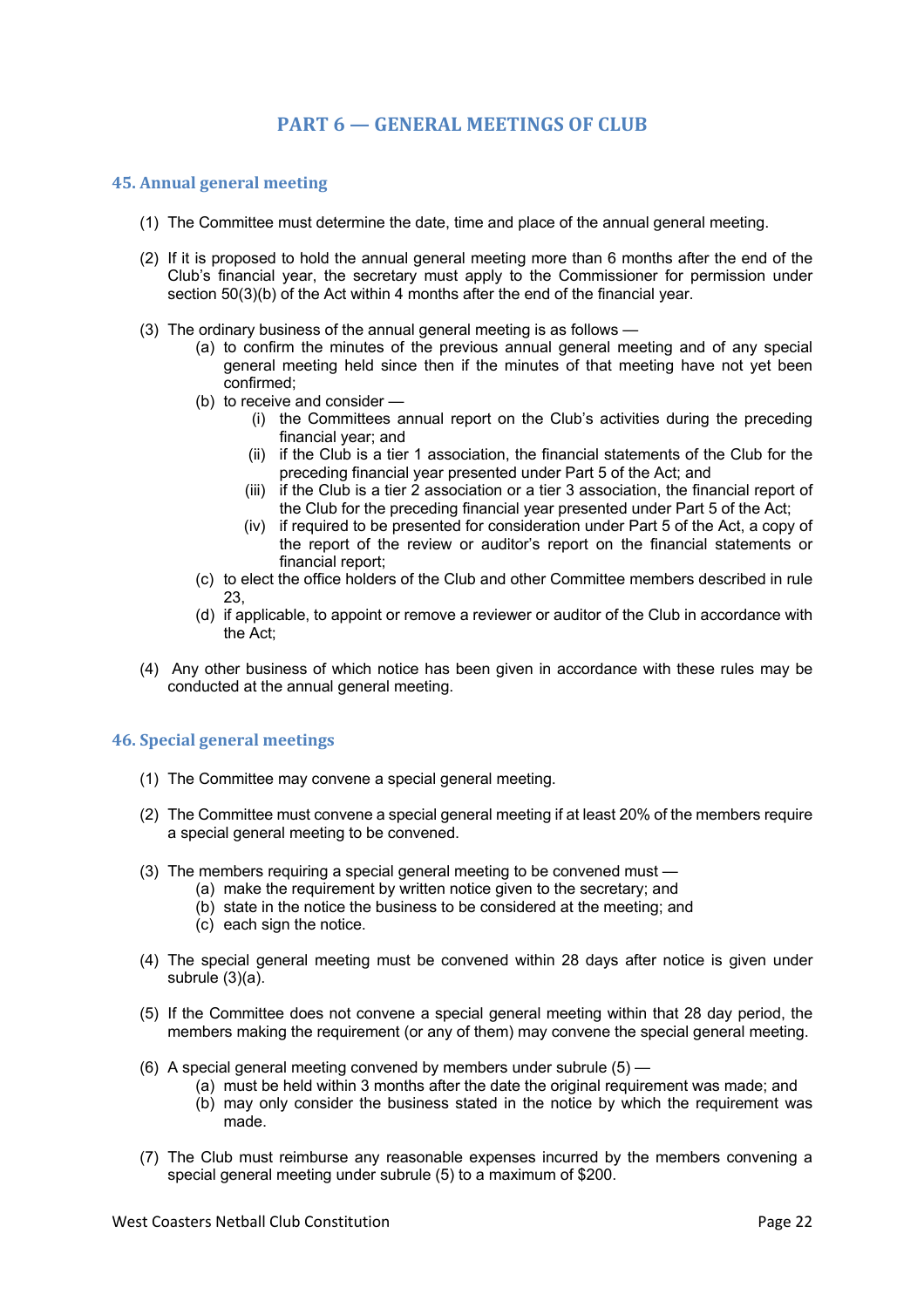# PART 6 — GENERAL MEETINGS OF CLUB

## 45. Annual general meeting

(1) The Committee must determine the date, time and place of the annual general meeting.

(2) If it is proposed to hold the annual general meeting more than 6 months after the end of the Club's financial year, the secretary must apply to the Commissioner for permission under section 50(3)(b) of the Act within 4 months after the end of the financial year.

(3) The ordinary business of the annual general meeting is as follows —

- (a) to confirm the minutes of the previous annual general meeting and of any special general meeting held since then if the minutes of that meeting have not yet been confirmed;
- (b) to receive and consider —
  - (i) the Committees annual report on the Club's activities during the preceding financial year; and
  - (ii) if the Club is a tier 1 association, the financial statements of the Club for the preceding financial year presented under Part 5 of the Act; and
  - (iii) if the Club is a tier 2 association or a tier 3 association, the financial report of the Club for the preceding financial year presented under Part 5 of the Act;
  - (iv) if required to be presented for consideration under Part 5 of the Act, a copy of the report of the review or auditor's report on the financial statements or financial report;
- (c) to elect the office holders of the Club and other Committee members described in rule 23,
- (d) if applicable, to appoint or remove a reviewer or auditor of the Club in accordance with the Act;

(4) Any other business of which notice has been given in accordance with these rules may be conducted at the annual general meeting.

## 46. Special general meetings

(1) The Committee may convene a special general meeting.

(2) The Committee must convene a special general meeting if at least 20% of the members require a special general meeting to be convened.

(3) The members requiring a special general meeting to be convened must —

- (a) make the requirement by written notice given to the secretary; and
- (b) state in the notice the business to be considered at the meeting; and
- (c) each sign the notice.

(4) The special general meeting must be convened within 28 days after notice is given under subrule (3)(a).

(5) If the Committee does not convene a special general meeting within that 28 day period, the members making the requirement (or any of them) may convene the special general meeting.

(6) A special general meeting convened by members under subrule (5) —

- (a) must be held within 3 months after the date the original requirement was made; and
- (b) may only consider the business stated in the notice by which the requirement was made.

(7) The Club must reimburse any reasonable expenses incurred by the members convening a special general meeting under subrule (5) to a maximum of $200.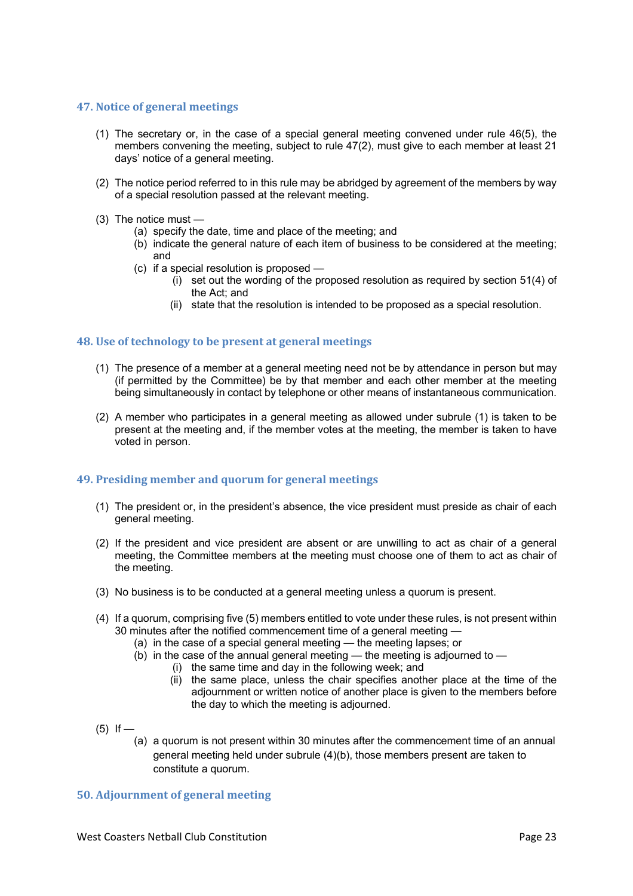## 47. Notice of general meetings

(1) The secretary or, in the case of a special general meeting convened under rule 46(5), the members convening the meeting, subject to rule 47(2), must give to each member at least 21 days' notice of a general meeting.

(2) The notice period referred to in this rule may be abridged by agreement of the members by way of a special resolution passed at the relevant meeting.

(3) The notice must —
   (a) specify the date, time and place of the meeting; and
   (b) indicate the general nature of each item of business to be considered at the meeting; and
   (c) if a special resolution is proposed —
      (i) set out the wording of the proposed resolution as required by section 51(4) of the Act; and
      (ii) state that the resolution is intended to be proposed as a special resolution.

## 48. Use of technology to be present at general meetings

(1) The presence of a member at a general meeting need not be by attendance in person but may (if permitted by the Committee) be by that member and each other member at the meeting being simultaneously in contact by telephone or other means of instantaneous communication.

(2) A member who participates in a general meeting as allowed under subrule (1) is taken to be present at the meeting and, if the member votes at the meeting, the member is taken to have voted in person.

## 49. Presiding member and quorum for general meetings

(1) The president or, in the president's absence, the vice president must preside as chair of each general meeting.

(2) If the president and vice president are absent or are unwilling to act as chair of a general meeting, the Committee members at the meeting must choose one of them to act as chair of the meeting.

(3) No business is to be conducted at a general meeting unless a quorum is present.

(4) If a quorum, comprising five (5) members entitled to vote under these rules, is not present within 30 minutes after the notified commencement time of a general meeting —
   (a) in the case of a special general meeting — the meeting lapses; or
   (b) in the case of the annual general meeting — the meeting is adjourned to —
      (i) the same time and day in the following week; and
      (ii) the same place, unless the chair specifies another place at the time of the adjournment or written notice of another place is given to the members before the day to which the meeting is adjourned.

(5) If —
   (a) a quorum is not present within 30 minutes after the commencement time of an annual general meeting held under subrule (4)(b), those members present are taken to constitute a quorum.

## 50. Adjournment of general meeting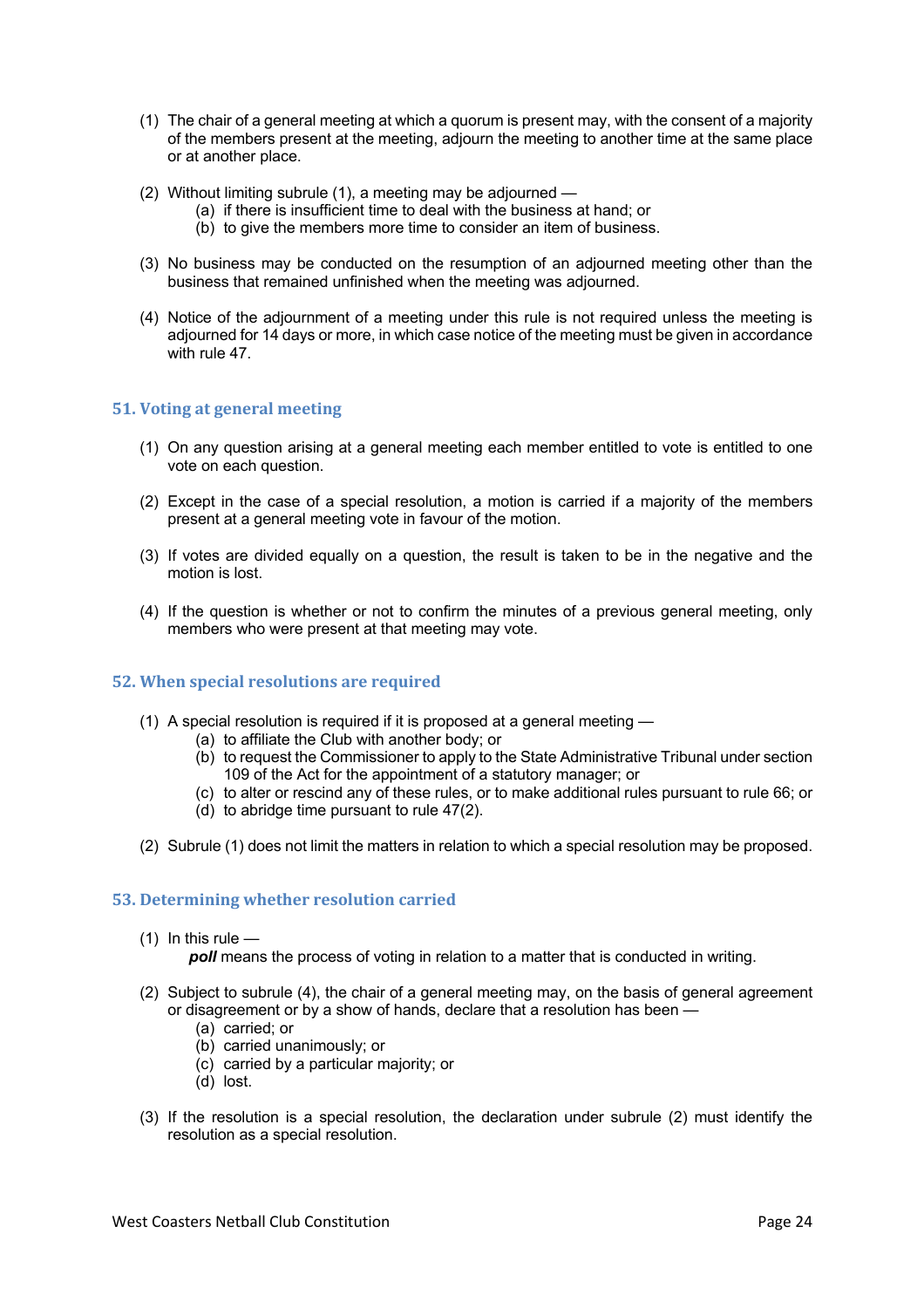(1) The chair of a general meeting at which a quorum is present may, with the consent of a majority of the members present at the meeting, adjourn the meeting to another time at the same place or at another place.

(2) Without limiting subrule (1), a meeting may be adjourned —
  (a) if there is insufficient time to deal with the business at hand; or
  (b) to give the members more time to consider an item of business.

(3) No business may be conducted on the resumption of an adjourned meeting other than the business that remained unfinished when the meeting was adjourned.

(4) Notice of the adjournment of a meeting under this rule is not required unless the meeting is adjourned for 14 days or more, in which case notice of the meeting must be given in accordance with rule 47.

## 51. Voting at general meeting

(1) On any question arising at a general meeting each member entitled to vote is entitled to one vote on each question.

(2) Except in the case of a special resolution, a motion is carried if a majority of the members present at a general meeting vote in favour of the motion.

(3) If votes are divided equally on a question, the result is taken to be in the negative and the motion is lost.

(4) If the question is whether or not to confirm the minutes of a previous general meeting, only members who were present at that meeting may vote.

## 52. When special resolutions are required

(1) A special resolution is required if it is proposed at a general meeting —
  (a) to affiliate the Club with another body; or
  (b) to request the Commissioner to apply to the State Administrative Tribunal under section 109 of the Act for the appointment of a statutory manager; or
  (c) to alter or rescind any of these rules, or to make additional rules pursuant to rule 66; or
  (d) to abridge time pursuant to rule 47(2).

(2) Subrule (1) does not limit the matters in relation to which a special resolution may be proposed.

## 53. Determining whether resolution carried

(1) In this rule —
  ***poll*** means the process of voting in relation to a matter that is conducted in writing.

(2) Subject to subrule (4), the chair of a general meeting may, on the basis of general agreement or disagreement or by a show of hands, declare that a resolution has been —
  (a) carried; or
  (b) carried unanimously; or
  (c) carried by a particular majority; or
  (d) lost.

(3) If the resolution is a special resolution, the declaration under subrule (2) must identify the resolution as a special resolution.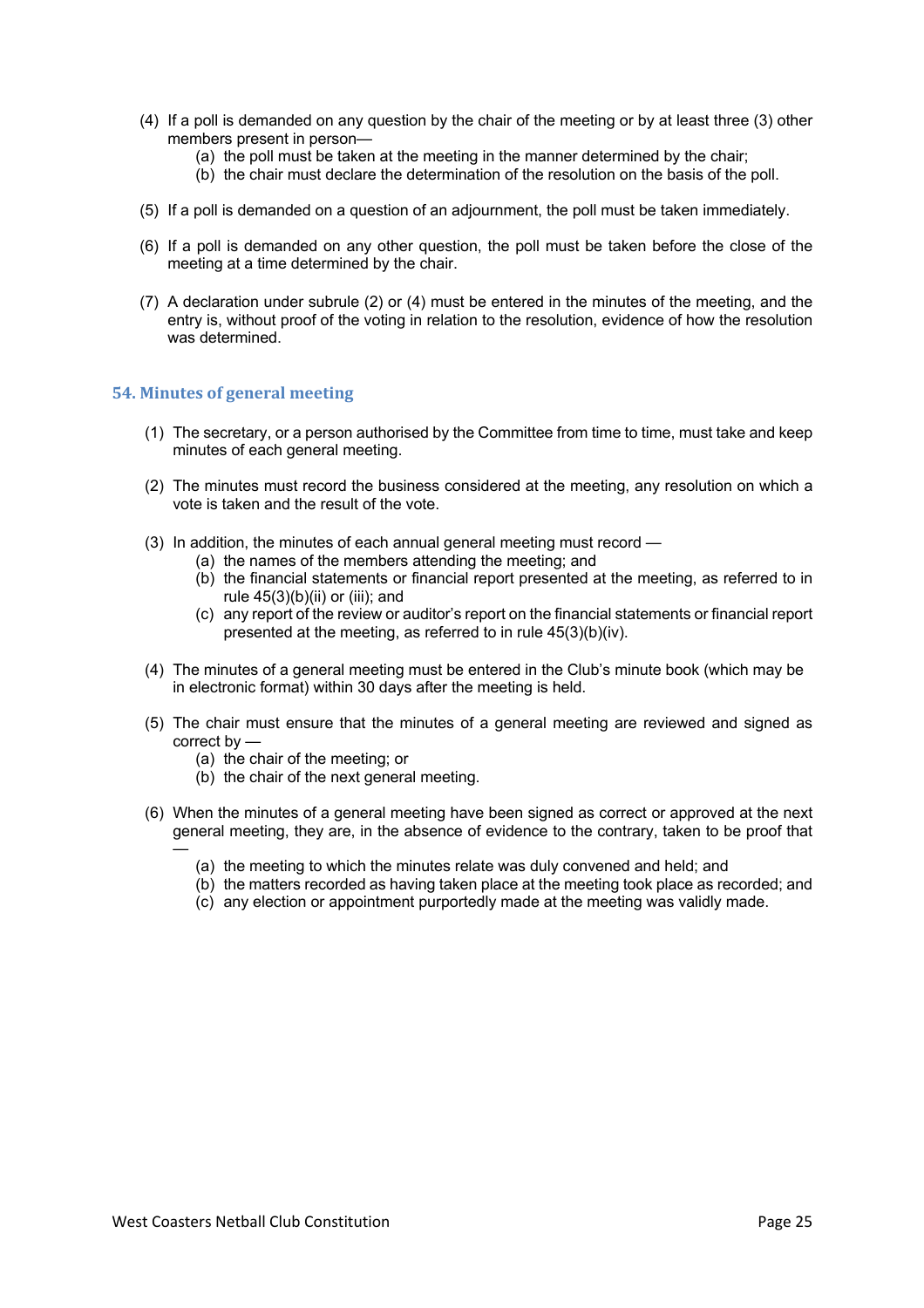(4) If a poll is demanded on any question by the chair of the meeting or by at least three (3) other members present in person—
   (a) the poll must be taken at the meeting in the manner determined by the chair;
   (b) the chair must declare the determination of the resolution on the basis of the poll.

(5) If a poll is demanded on a question of an adjournment, the poll must be taken immediately.

(6) If a poll is demanded on any other question, the poll must be taken before the close of the meeting at a time determined by the chair.

(7) A declaration under subrule (2) or (4) must be entered in the minutes of the meeting, and the entry is, without proof of the voting in relation to the resolution, evidence of how the resolution was determined.

## 54. Minutes of general meeting

(1) The secretary, or a person authorised by the Committee from time to time, must take and keep minutes of each general meeting.

(2) The minutes must record the business considered at the meeting, any resolution on which a vote is taken and the result of the vote.

(3) In addition, the minutes of each annual general meeting must record —
   (a) the names of the members attending the meeting; and
   (b) the financial statements or financial report presented at the meeting, as referred to in rule 45(3)(b)(ii) or (iii); and
   (c) any report of the review or auditor's report on the financial statements or financial report presented at the meeting, as referred to in rule 45(3)(b)(iv).

(4) The minutes of a general meeting must be entered in the Club's minute book (which may be in electronic format) within 30 days after the meeting is held.

(5) The chair must ensure that the minutes of a general meeting are reviewed and signed as correct by —
   (a) the chair of the meeting; or
   (b) the chair of the next general meeting.

(6) When the minutes of a general meeting have been signed as correct or approved at the next general meeting, they are, in the absence of evidence to the contrary, taken to be proof that —
   (a) the meeting to which the minutes relate was duly convened and held; and
   (b) the matters recorded as having taken place at the meeting took place as recorded; and
   (c) any election or appointment purportedly made at the meeting was validly made.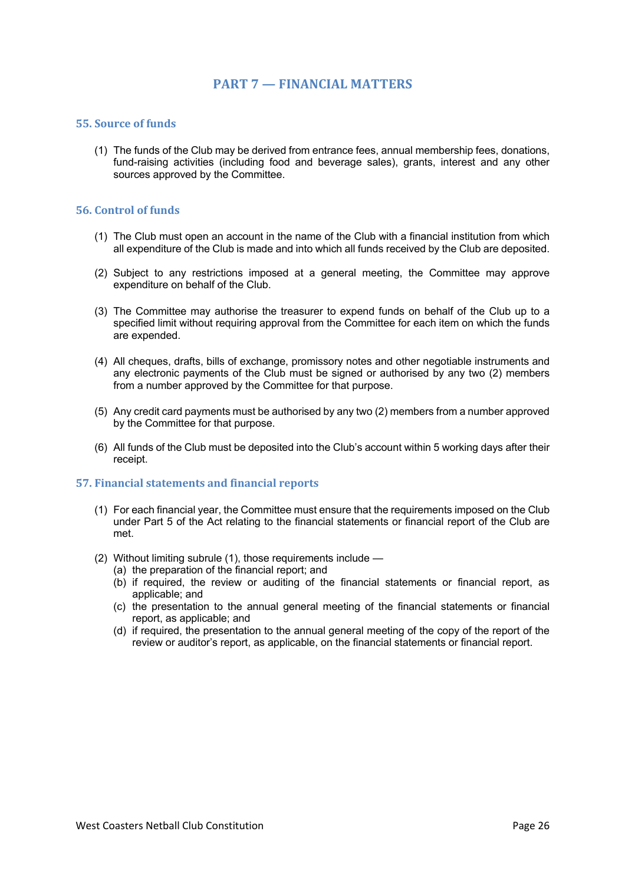# PART 7 — FINANCIAL MATTERS

## 55. Source of funds

(1) The funds of the Club may be derived from entrance fees, annual membership fees, donations, fund-raising activities (including food and beverage sales), grants, interest and any other sources approved by the Committee.

## 56. Control of funds

(1) The Club must open an account in the name of the Club with a financial institution from which all expenditure of the Club is made and into which all funds received by the Club are deposited.

(2) Subject to any restrictions imposed at a general meeting, the Committee may approve expenditure on behalf of the Club.

(3) The Committee may authorise the treasurer to expend funds on behalf of the Club up to a specified limit without requiring approval from the Committee for each item on which the funds are expended.

(4) All cheques, drafts, bills of exchange, promissory notes and other negotiable instruments and any electronic payments of the Club must be signed or authorised by any two (2) members from a number approved by the Committee for that purpose.

(5) Any credit card payments must be authorised by any two (2) members from a number approved by the Committee for that purpose.

(6) All funds of the Club must be deposited into the Club's account within 5 working days after their receipt.

## 57. Financial statements and financial reports

(1) For each financial year, the Committee must ensure that the requirements imposed on the Club under Part 5 of the Act relating to the financial statements or financial report of the Club are met.

(2) Without limiting subrule (1), those requirements include —
   (a) the preparation of the financial report; and
   (b) if required, the review or auditing of the financial statements or financial report, as applicable; and
   (c) the presentation to the annual general meeting of the financial statements or financial report, as applicable; and
   (d) if required, the presentation to the annual general meeting of the copy of the report of the review or auditor's report, as applicable, on the financial statements or financial report.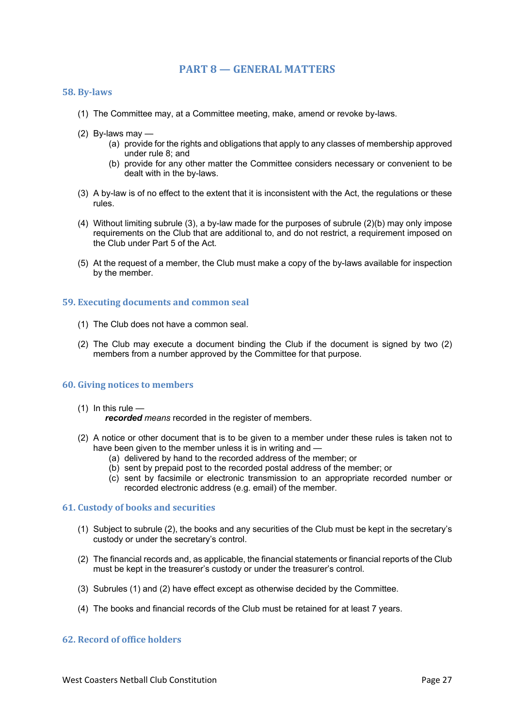# PART 8 — GENERAL MATTERS

## 58. By-laws

(1) The Committee may, at a Committee meeting, make, amend or revoke by-laws.

(2) By-laws may —
   - (a) provide for the rights and obligations that apply to any classes of membership approved under rule 8; and
   - (b) provide for any other matter the Committee considers necessary or convenient to be dealt with in the by-laws.

(3) A by-law is of no effect to the extent that it is inconsistent with the Act, the regulations or these rules.

(4) Without limiting subrule (3), a by-law made for the purposes of subrule (2)(b) may only impose requirements on the Club that are additional to, and do not restrict, a requirement imposed on the Club under Part 5 of the Act.

(5) At the request of a member, the Club must make a copy of the by-laws available for inspection by the member.

## 59. Executing documents and common seal

(1) The Club does not have a common seal.

(2) The Club may execute a document binding the Club if the document is signed by two (2) members from a number approved by the Committee for that purpose.

## 60. Giving notices to members

(1) In this rule —
   ***recorded*** *means* recorded in the register of members.

(2) A notice or other document that is to be given to a member under these rules is taken not to have been given to the member unless it is in writing and —
   - (a) delivered by hand to the recorded address of the member; or
   - (b) sent by prepaid post to the recorded postal address of the member; or
   - (c) sent by facsimile or electronic transmission to an appropriate recorded number or recorded electronic address (e.g. email) of the member.

## 61. Custody of books and securities

(1) Subject to subrule (2), the books and any securities of the Club must be kept in the secretary's custody or under the secretary's control.

(2) The financial records and, as applicable, the financial statements or financial reports of the Club must be kept in the treasurer's custody or under the treasurer's control.

(3) Subrules (1) and (2) have effect except as otherwise decided by the Committee.

(4) The books and financial records of the Club must be retained for at least 7 years.

## 62. Record of office holders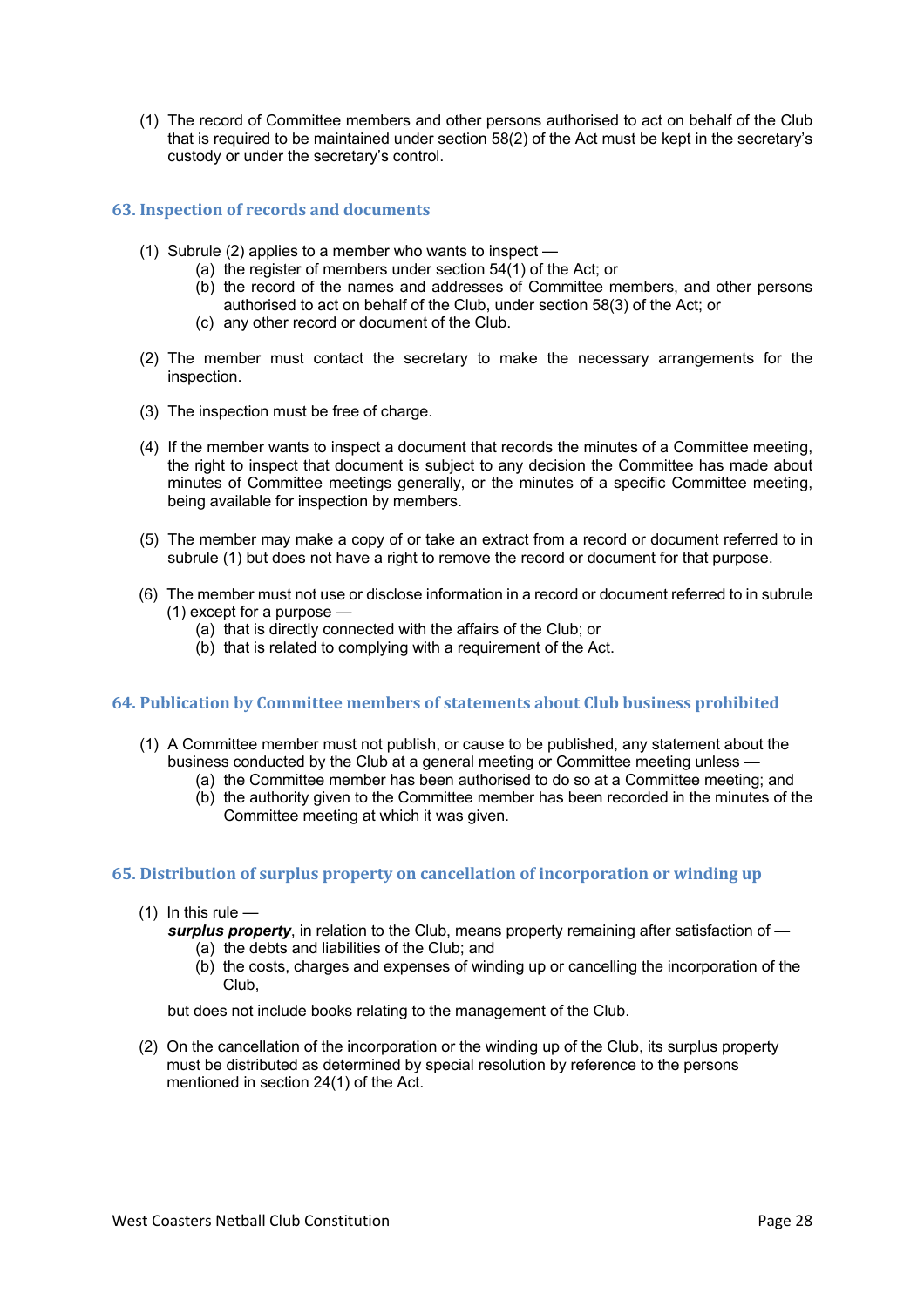(1) The record of Committee members and other persons authorised to act on behalf of the Club that is required to be maintained under section 58(2) of the Act must be kept in the secretary's custody or under the secretary's control.

## 63. Inspection of records and documents

(1) Subrule (2) applies to a member who wants to inspect —
   (a) the register of members under section 54(1) of the Act; or
   (b) the record of the names and addresses of Committee members, and other persons authorised to act on behalf of the Club, under section 58(3) of the Act; or
   (c) any other record or document of the Club.

(2) The member must contact the secretary to make the necessary arrangements for the inspection.

(3) The inspection must be free of charge.

(4) If the member wants to inspect a document that records the minutes of a Committee meeting, the right to inspect that document is subject to any decision the Committee has made about minutes of Committee meetings generally, or the minutes of a specific Committee meeting, being available for inspection by members.

(5) The member may make a copy of or take an extract from a record or document referred to in subrule (1) but does not have a right to remove the record or document for that purpose.

(6) The member must not use or disclose information in a record or document referred to in subrule (1) except for a purpose —
   (a) that is directly connected with the affairs of the Club; or
   (b) that is related to complying with a requirement of the Act.

## 64. Publication by Committee members of statements about Club business prohibited

(1) A Committee member must not publish, or cause to be published, any statement about the business conducted by the Club at a general meeting or Committee meeting unless —
   (a) the Committee member has been authorised to do so at a Committee meeting; and
   (b) the authority given to the Committee member has been recorded in the minutes of the Committee meeting at which it was given.

## 65. Distribution of surplus property on cancellation of incorporation or winding up

(1) In this rule —
   ***surplus property***, in relation to the Club, means property remaining after satisfaction of —
   (a) the debts and liabilities of the Club; and
   (b) the costs, charges and expenses of winding up or cancelling the incorporation of the Club,

   but does not include books relating to the management of the Club.

(2) On the cancellation of the incorporation or the winding up of the Club, its surplus property must be distributed as determined by special resolution by reference to the persons mentioned in section 24(1) of the Act.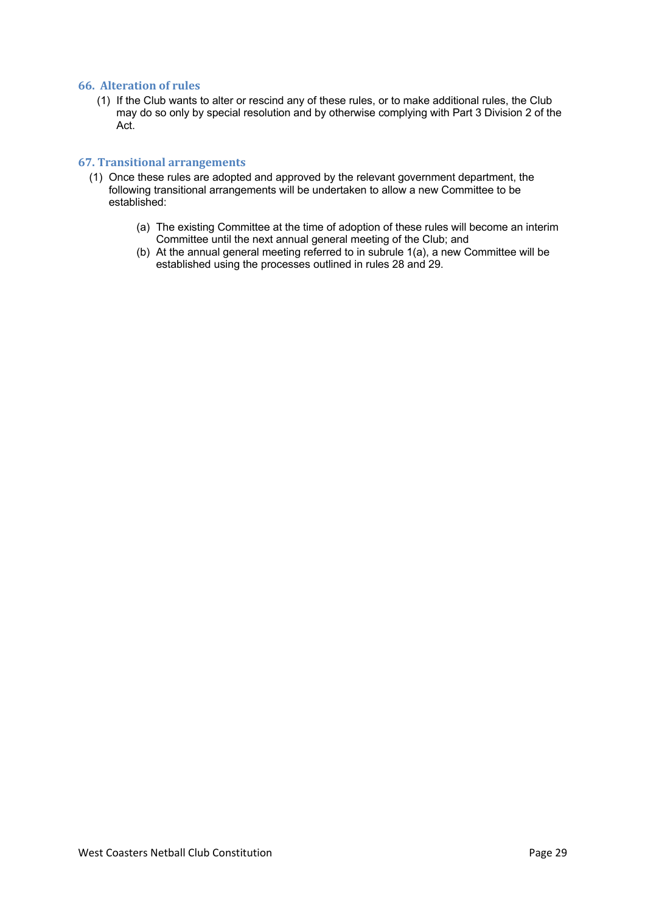## 66. Alteration of rules

(1) If the Club wants to alter or rescind any of these rules, or to make additional rules, the Club may do so only by special resolution and by otherwise complying with Part 3 Division 2 of the Act.

## 67. Transitional arrangements

(1) Once these rules are adopted and approved by the relevant government department, the following transitional arrangements will be undertaken to allow a new Committee to be established:

- (a) The existing Committee at the time of adoption of these rules will become an interim Committee until the next annual general meeting of the Club; and
- (b) At the annual general meeting referred to in subrule 1(a), a new Committee will be established using the processes outlined in rules 28 and 29.